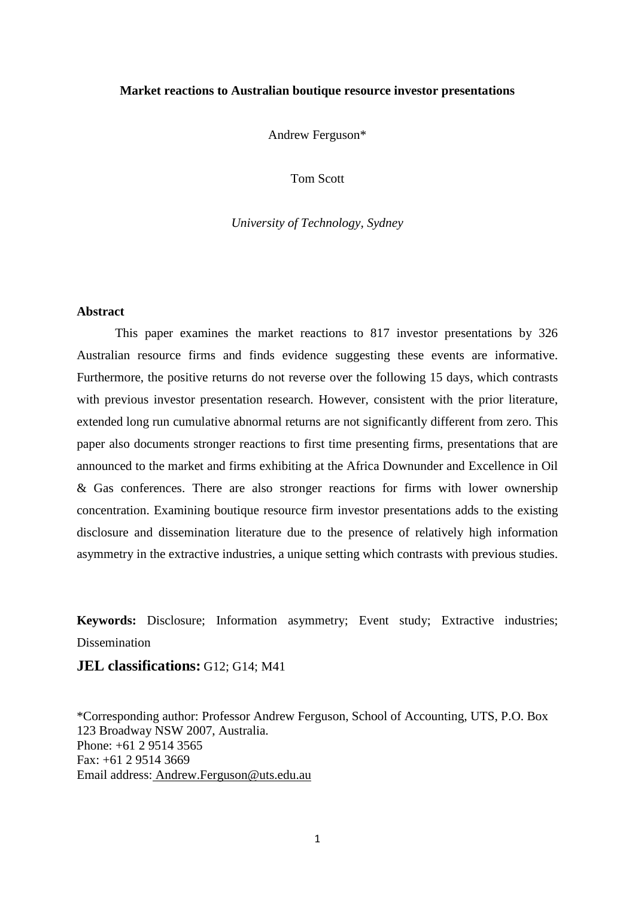# Market reactions to Australian boutique resource investor presentations

Andrew Ferguson*

Tom Scott

*University of Technology, Sydney*

## Abstract

This paper examines the market reactions to 817 investor presentations by 326 Australian resource firms and finds evidence suggesting these events are informative. Furthermore, the positive returns do not reverse over the following 15 days, which contrasts with previous investor presentation research. However, consistent with the prior literature, extended long run cumulative abnormal returns are not significantly different from zero. This paper also documents stronger reactions to first time presenting firms, presentations that are announced to the market and firms exhibiting at the Africa Downunder and Excellence in Oil & Gas conferences. There are also stronger reactions for firms with lower ownership concentration. Examining boutique resource firm investor presentations adds to the existing disclosure and dissemination literature due to the presence of relatively high information asymmetry in the extractive industries, a unique setting which contrasts with previous studies.

**Keywords:** Disclosure; Information asymmetry; Event study; Extractive industries; Dissemination

**JEL classifications:** G12; G14; M41

*Corresponding author: Professor Andrew Ferguson, School of Accounting, UTS, P.O. Box 123 Broadway NSW 2007, Australia.
Phone: +61 2 9514 3565
Fax: +61 2 9514 3669
Email address: Andrew.Ferguson@uts.edu.au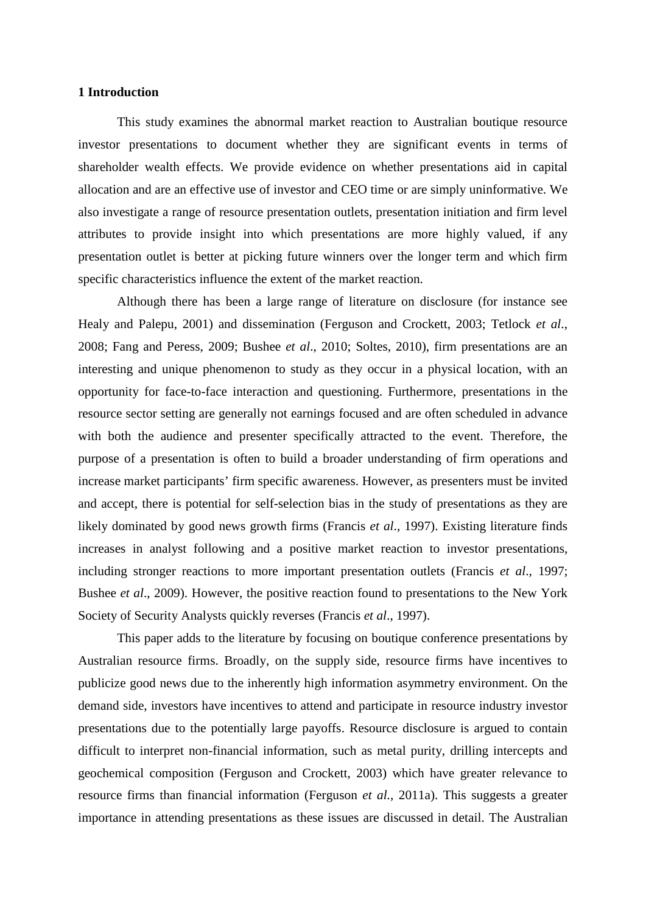## 1 Introduction

This study examines the abnormal market reaction to Australian boutique resource investor presentations to document whether they are significant events in terms of shareholder wealth effects. We provide evidence on whether presentations aid in capital allocation and are an effective use of investor and CEO time or are simply uninformative. We also investigate a range of resource presentation outlets, presentation initiation and firm level attributes to provide insight into which presentations are more highly valued, if any presentation outlet is better at picking future winners over the longer term and which firm specific characteristics influence the extent of the market reaction.

Although there has been a large range of literature on disclosure (for instance see Healy and Palepu, 2001) and dissemination (Ferguson and Crockett, 2003; Tetlock *et al*., 2008; Fang and Peress, 2009; Bushee *et al*., 2010; Soltes, 2010), firm presentations are an interesting and unique phenomenon to study as they occur in a physical location, with an opportunity for face-to-face interaction and questioning. Furthermore, presentations in the resource sector setting are generally not earnings focused and are often scheduled in advance with both the audience and presenter specifically attracted to the event. Therefore, the purpose of a presentation is often to build a broader understanding of firm operations and increase market participants' firm specific awareness. However, as presenters must be invited and accept, there is potential for self-selection bias in the study of presentations as they are likely dominated by good news growth firms (Francis *et al*., 1997). Existing literature finds increases in analyst following and a positive market reaction to investor presentations, including stronger reactions to more important presentation outlets (Francis *et al*., 1997; Bushee *et al*., 2009). However, the positive reaction found to presentations to the New York Society of Security Analysts quickly reverses (Francis *et al*., 1997).

This paper adds to the literature by focusing on boutique conference presentations by Australian resource firms. Broadly, on the supply side, resource firms have incentives to publicize good news due to the inherently high information asymmetry environment. On the demand side, investors have incentives to attend and participate in resource industry investor presentations due to the potentially large payoffs. Resource disclosure is argued to contain difficult to interpret non-financial information, such as metal purity, drilling intercepts and geochemical composition (Ferguson and Crockett, 2003) which have greater relevance to resource firms than financial information (Ferguson *et al*., 2011a). This suggests a greater importance in attending presentations as these issues are discussed in detail. The Australian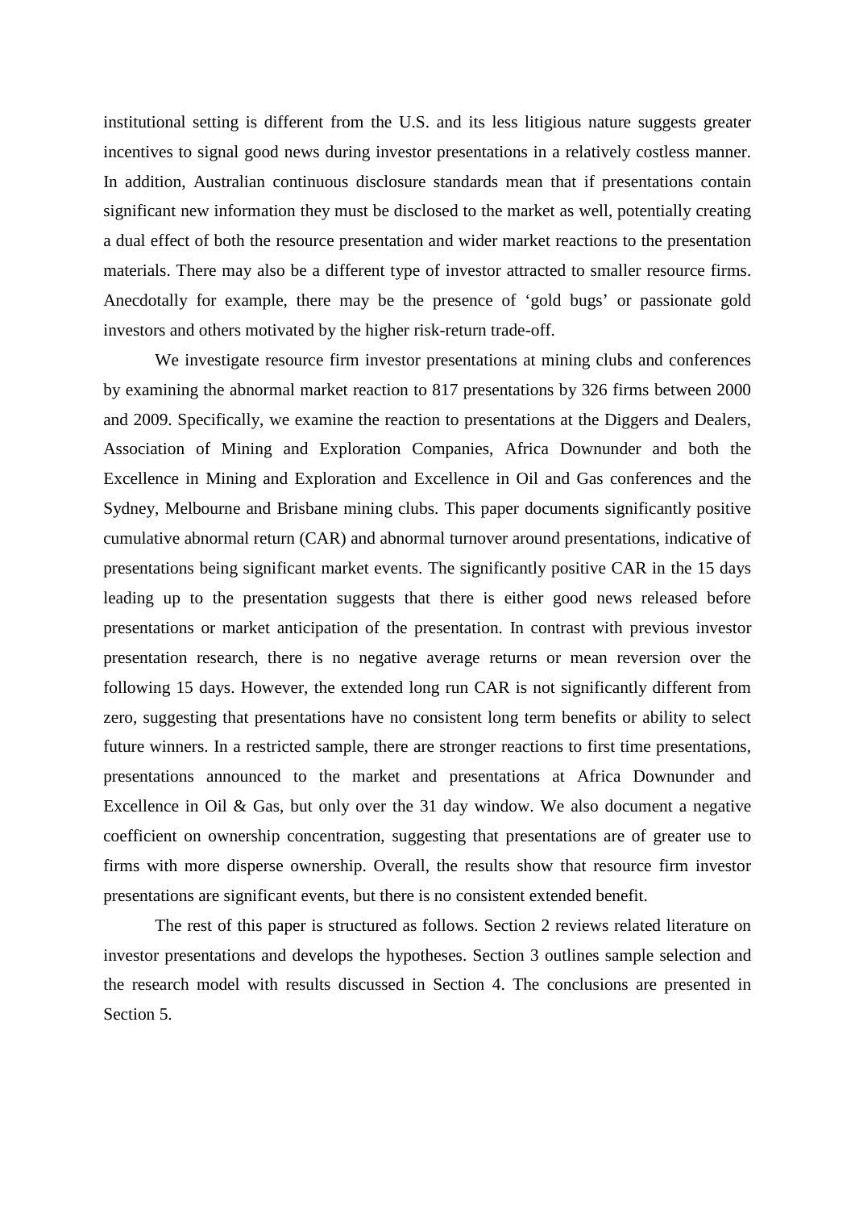institutional setting is different from the U.S. and its less litigious nature suggests greater incentives to signal good news during investor presentations in a relatively costless manner. In addition, Australian continuous disclosure standards mean that if presentations contain significant new information they must be disclosed to the market as well, potentially creating a dual effect of both the resource presentation and wider market reactions to the presentation materials. There may also be a different type of investor attracted to smaller resource firms. Anecdotally for example, there may be the presence of 'gold bugs' or passionate gold investors and others motivated by the higher risk-return trade-off.

We investigate resource firm investor presentations at mining clubs and conferences by examining the abnormal market reaction to 817 presentations by 326 firms between 2000 and 2009. Specifically, we examine the reaction to presentations at the Diggers and Dealers, Association of Mining and Exploration Companies, Africa Downunder and both the Excellence in Mining and Exploration and Excellence in Oil and Gas conferences and the Sydney, Melbourne and Brisbane mining clubs. This paper documents significantly positive cumulative abnormal return (CAR) and abnormal turnover around presentations, indicative of presentations being significant market events. The significantly positive CAR in the 15 days leading up to the presentation suggests that there is either good news released before presentations or market anticipation of the presentation. In contrast with previous investor presentation research, there is no negative average returns or mean reversion over the following 15 days. However, the extended long run CAR is not significantly different from zero, suggesting that presentations have no consistent long term benefits or ability to select future winners. In a restricted sample, there are stronger reactions to first time presentations, presentations announced to the market and presentations at Africa Downunder and Excellence in Oil & Gas, but only over the 31 day window. We also document a negative coefficient on ownership concentration, suggesting that presentations are of greater use to firms with more disperse ownership. Overall, the results show that resource firm investor presentations are significant events, but there is no consistent extended benefit.

The rest of this paper is structured as follows. Section 2 reviews related literature on investor presentations and develops the hypotheses. Section 3 outlines sample selection and the research model with results discussed in Section 4. The conclusions are presented in Section 5.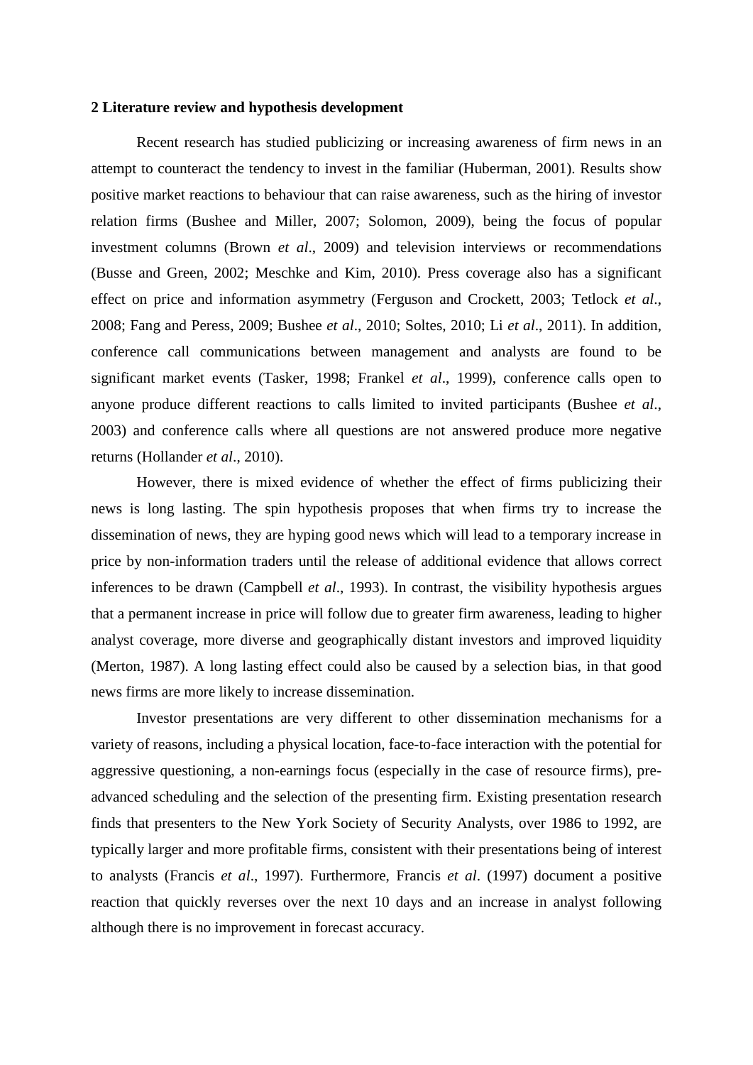## 2 Literature review and hypothesis development

Recent research has studied publicizing or increasing awareness of firm news in an attempt to counteract the tendency to invest in the familiar (Huberman, 2001). Results show positive market reactions to behaviour that can raise awareness, such as the hiring of investor relation firms (Bushee and Miller, 2007; Solomon, 2009), being the focus of popular investment columns (Brown *et al*., 2009) and television interviews or recommendations (Busse and Green, 2002; Meschke and Kim, 2010). Press coverage also has a significant effect on price and information asymmetry (Ferguson and Crockett, 2003; Tetlock *et al*., 2008; Fang and Peress, 2009; Bushee *et al*., 2010; Soltes, 2010; Li *et al*., 2011). In addition, conference call communications between management and analysts are found to be significant market events (Tasker, 1998; Frankel *et al*., 1999), conference calls open to anyone produce different reactions to calls limited to invited participants (Bushee *et al*., 2003) and conference calls where all questions are not answered produce more negative returns (Hollander *et al*., 2010).

However, there is mixed evidence of whether the effect of firms publicizing their news is long lasting. The spin hypothesis proposes that when firms try to increase the dissemination of news, they are hyping good news which will lead to a temporary increase in price by non-information traders until the release of additional evidence that allows correct inferences to be drawn (Campbell *et al*., 1993). In contrast, the visibility hypothesis argues that a permanent increase in price will follow due to greater firm awareness, leading to higher analyst coverage, more diverse and geographically distant investors and improved liquidity (Merton, 1987). A long lasting effect could also be caused by a selection bias, in that good news firms are more likely to increase dissemination.

Investor presentations are very different to other dissemination mechanisms for a variety of reasons, including a physical location, face-to-face interaction with the potential for aggressive questioning, a non-earnings focus (especially in the case of resource firms), pre-advanced scheduling and the selection of the presenting firm. Existing presentation research finds that presenters to the New York Society of Security Analysts, over 1986 to 1992, are typically larger and more profitable firms, consistent with their presentations being of interest to analysts (Francis *et al*., 1997). Furthermore, Francis *et al*. (1997) document a positive reaction that quickly reverses over the next 10 days and an increase in analyst following although there is no improvement in forecast accuracy.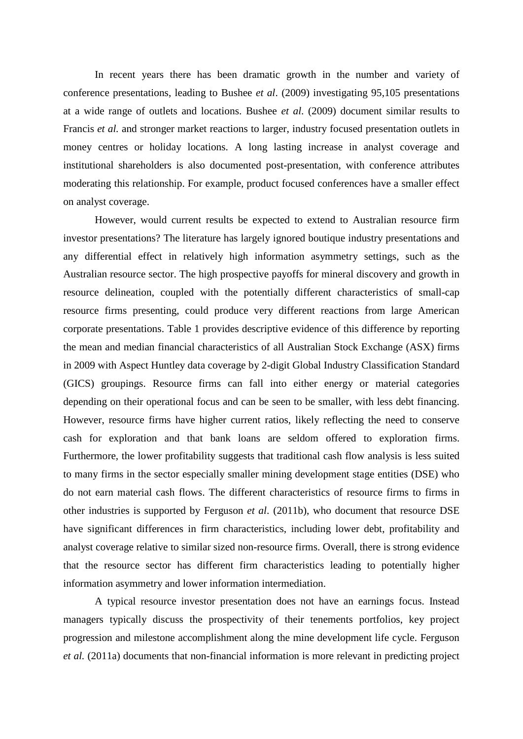In recent years there has been dramatic growth in the number and variety of conference presentations, leading to Bushee *et al*. (2009) investigating 95,105 presentations at a wide range of outlets and locations. Bushee *et al*. (2009) document similar results to Francis *et al.* and stronger market reactions to larger, industry focused presentation outlets in money centres or holiday locations. A long lasting increase in analyst coverage and institutional shareholders is also documented post-presentation, with conference attributes moderating this relationship. For example, product focused conferences have a smaller effect on analyst coverage.

However, would current results be expected to extend to Australian resource firm investor presentations? The literature has largely ignored boutique industry presentations and any differential effect in relatively high information asymmetry settings, such as the Australian resource sector. The high prospective payoffs for mineral discovery and growth in resource delineation, coupled with the potentially different characteristics of small-cap resource firms presenting, could produce very different reactions from large American corporate presentations. Table 1 provides descriptive evidence of this difference by reporting the mean and median financial characteristics of all Australian Stock Exchange (ASX) firms in 2009 with Aspect Huntley data coverage by 2-digit Global Industry Classification Standard (GICS) groupings. Resource firms can fall into either energy or material categories depending on their operational focus and can be seen to be smaller, with less debt financing. However, resource firms have higher current ratios, likely reflecting the need to conserve cash for exploration and that bank loans are seldom offered to exploration firms. Furthermore, the lower profitability suggests that traditional cash flow analysis is less suited to many firms in the sector especially smaller mining development stage entities (DSE) who do not earn material cash flows. The different characteristics of resource firms to firms in other industries is supported by Ferguson *et al*. (2011b), who document that resource DSE have significant differences in firm characteristics, including lower debt, profitability and analyst coverage relative to similar sized non-resource firms. Overall, there is strong evidence that the resource sector has different firm characteristics leading to potentially higher information asymmetry and lower information intermediation.

A typical resource investor presentation does not have an earnings focus. Instead managers typically discuss the prospectivity of their tenements portfolios, key project progression and milestone accomplishment along the mine development life cycle. Ferguson *et al.* (2011a) documents that non-financial information is more relevant in predicting project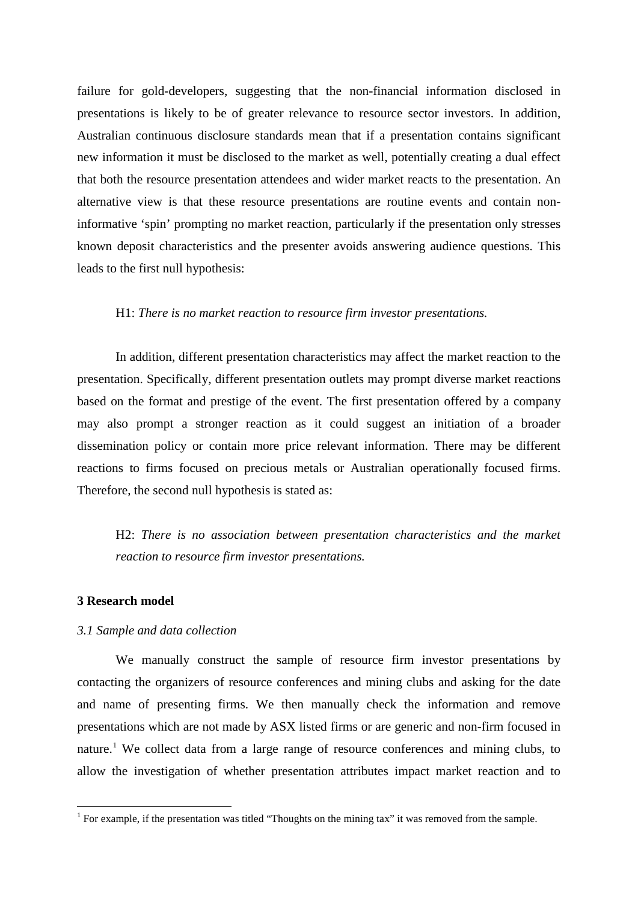failure for gold-developers, suggesting that the non-financial information disclosed in presentations is likely to be of greater relevance to resource sector investors. In addition, Australian continuous disclosure standards mean that if a presentation contains significant new information it must be disclosed to the market as well, potentially creating a dual effect that both the resource presentation attendees and wider market reacts to the presentation. An alternative view is that these resource presentations are routine events and contain non-informative 'spin' prompting no market reaction, particularly if the presentation only stresses known deposit characteristics and the presenter avoids answering audience questions. This leads to the first null hypothesis:

> H1: *There is no market reaction to resource firm investor presentations.*

In addition, different presentation characteristics may affect the market reaction to the presentation. Specifically, different presentation outlets may prompt diverse market reactions based on the format and prestige of the event. The first presentation offered by a company may also prompt a stronger reaction as it could suggest an initiation of a broader dissemination policy or contain more price relevant information. There may be different reactions to firms focused on precious metals or Australian operationally focused firms. Therefore, the second null hypothesis is stated as:

> H2: *There is no association between presentation characteristics and the market reaction to resource firm investor presentations.*

## 3 Research model

### *3.1 Sample and data collection*

We manually construct the sample of resource firm investor presentations by contacting the organizers of resource conferences and mining clubs and asking for the date and name of presenting firms. We then manually check the information and remove presentations which are not made by ASX listed firms or are generic and non-firm focused in nature.[1] We collect data from a large range of resource conferences and mining clubs, to allow the investigation of whether presentation attributes impact market reaction and to

[1] For example, if the presentation was titled "Thoughts on the mining tax" it was removed from the sample.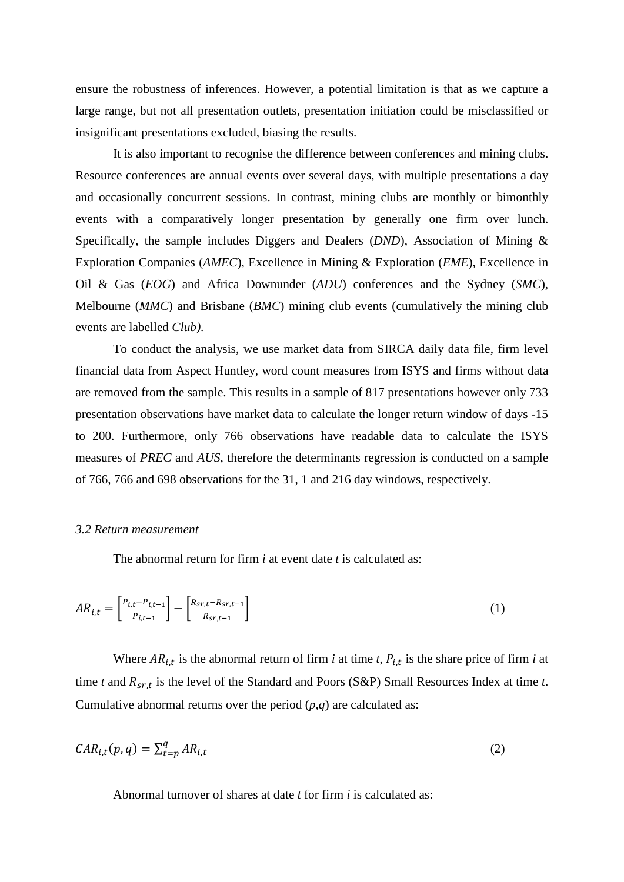ensure the robustness of inferences. However, a potential limitation is that as we capture a large range, but not all presentation outlets, presentation initiation could be misclassified or insignificant presentations excluded, biasing the results.

It is also important to recognise the difference between conferences and mining clubs. Resource conferences are annual events over several days, with multiple presentations a day and occasionally concurrent sessions. In contrast, mining clubs are monthly or bimonthly events with a comparatively longer presentation by generally one firm over lunch. Specifically, the sample includes Diggers and Dealers (*DND*), Association of Mining & Exploration Companies (*AMEC*), Excellence in Mining & Exploration (*EME*), Excellence in Oil & Gas (*EOG*) and Africa Downunder (*ADU*) conferences and the Sydney (*SMC*), Melbourne (*MMC*) and Brisbane (*BMC*) mining club events (cumulatively the mining club events are labelled *Club).*

To conduct the analysis, we use market data from SIRCA daily data file, firm level financial data from Aspect Huntley, word count measures from ISYS and firms without data are removed from the sample. This results in a sample of 817 presentations however only 733 presentation observations have market data to calculate the longer return window of days -15 to 200. Furthermore, only 766 observations have readable data to calculate the ISYS measures of *PREC* and *AUS*, therefore the determinants regression is conducted on a sample of 766, 766 and 698 observations for the 31, 1 and 216 day windows, respectively.

### *3.2 Return measurement*

The abnormal return for firm *i* at event date *t* is calculated as:

$$AR_{i,t} = \left[\frac{P_{i,t}-P_{i,t-1}}{P_{i,t-1}}\right] - \left[\frac{R_{sr,t}-R_{sr,t-1}}{R_{sr,t-1}}\right] \tag{1}$$

Where $AR_{i,t}$ is the abnormal return of firm *i* at time *t*, $P_{i,t}$ is the share price of firm *i* at time *t* and $R_{sr,t}$ is the level of the Standard and Poors (S&P) Small Resources Index at time *t*. Cumulative abnormal returns over the period (*p*,*q*) are calculated as:

$$CAR_{i,t}(p,q) = \sum_{t=p}^{q} AR_{i,t} \tag{2}$$

Abnormal turnover of shares at date *t* for firm *i* is calculated as: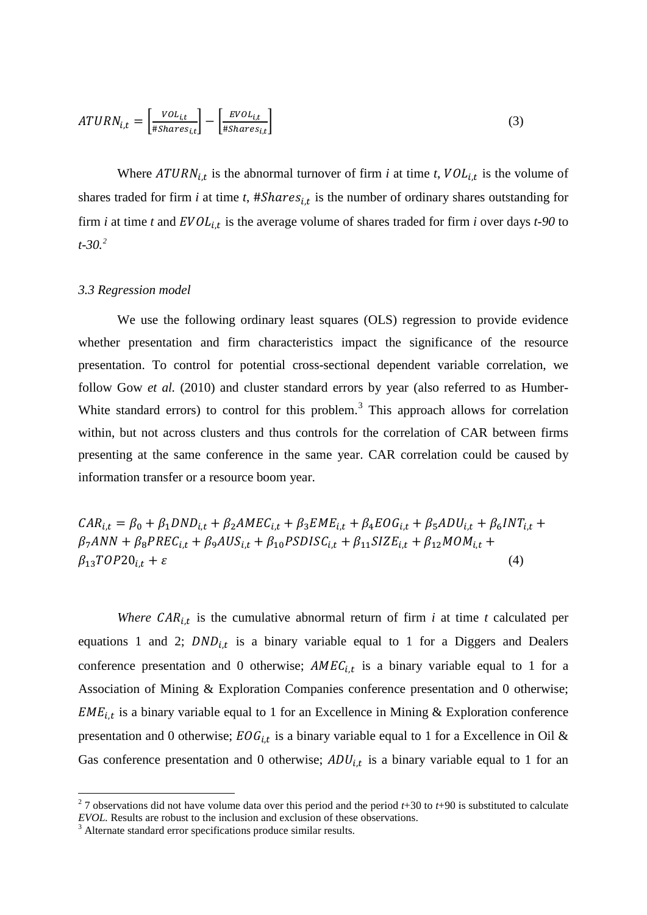$$ATURN_{i,t} = \left[\frac{VOL_{i,t}}{\#Shares_{i,t}}\right] - \left[\frac{EVOL_{i,t}}{\#Shares_{i,t}}\right] \tag{3}$$

Where $ATURN_{i,t}$ is the abnormal turnover of firm *i* at time *t*, $VOL_{i,t}$ is the volume of shares traded for firm *i* at time *t*, $\#Shares_{i,t}$ is the number of ordinary shares outstanding for firm *i* at time *t* and $EVOL_{i,t}$ is the average volume of shares traded for firm *i* over days *t-90* to *t-30.*[2]

### *3.3 Regression model*

We use the following ordinary least squares (OLS) regression to provide evidence whether presentation and firm characteristics impact the significance of the resource presentation. To control for potential cross-sectional dependent variable correlation, we follow Gow *et al.* (2010) and cluster standard errors by year (also referred to as Humber-White standard errors) to control for this problem.[3] This approach allows for correlation within, but not across clusters and thus controls for the correlation of CAR between firms presenting at the same conference in the same year. CAR correlation could be caused by information transfer or a resource boom year.

$$CAR_{i,t} = \beta_0 + \beta_1 DND_{i,t} + \beta_2 AMEC_{i,t} + \beta_3 EME_{i,t} + \beta_4 EOG_{i,t} + \beta_5 ADU_{i,t} + \beta_6 INT_{i,t} + \beta_7 ANN + \beta_8 PREC_{i,t} + \beta_9 AUS_{i,t} + \beta_{10} PSDISC_{i,t} + \beta_{11} SIZE_{i,t} + \beta_{12} MOM_{i,t} + \beta_{13} TOP20_{i,t} + \varepsilon \tag{4}$$

*Where* $CAR_{i,t}$ is the cumulative abnormal return of firm *i* at time *t* calculated per equations 1 and 2; $DND_{i,t}$ is a binary variable equal to 1 for a Diggers and Dealers conference presentation and 0 otherwise; $AMEC_{i,t}$ is a binary variable equal to 1 for a Association of Mining & Exploration Companies conference presentation and 0 otherwise; $EME_{i,t}$ is a binary variable equal to 1 for an Excellence in Mining & Exploration conference presentation and 0 otherwise; $EOG_{i,t}$ is a binary variable equal to 1 for a Excellence in Oil & Gas conference presentation and 0 otherwise; $ADU_{i,t}$ is a binary variable equal to 1 for an

---

[2] 7 observations did not have volume data over this period and the period *t*+30 to *t*+90 is substituted to calculate *EVOL*. Results are robust to the inclusion and exclusion of these observations.

[3] Alternate standard error specifications produce similar results.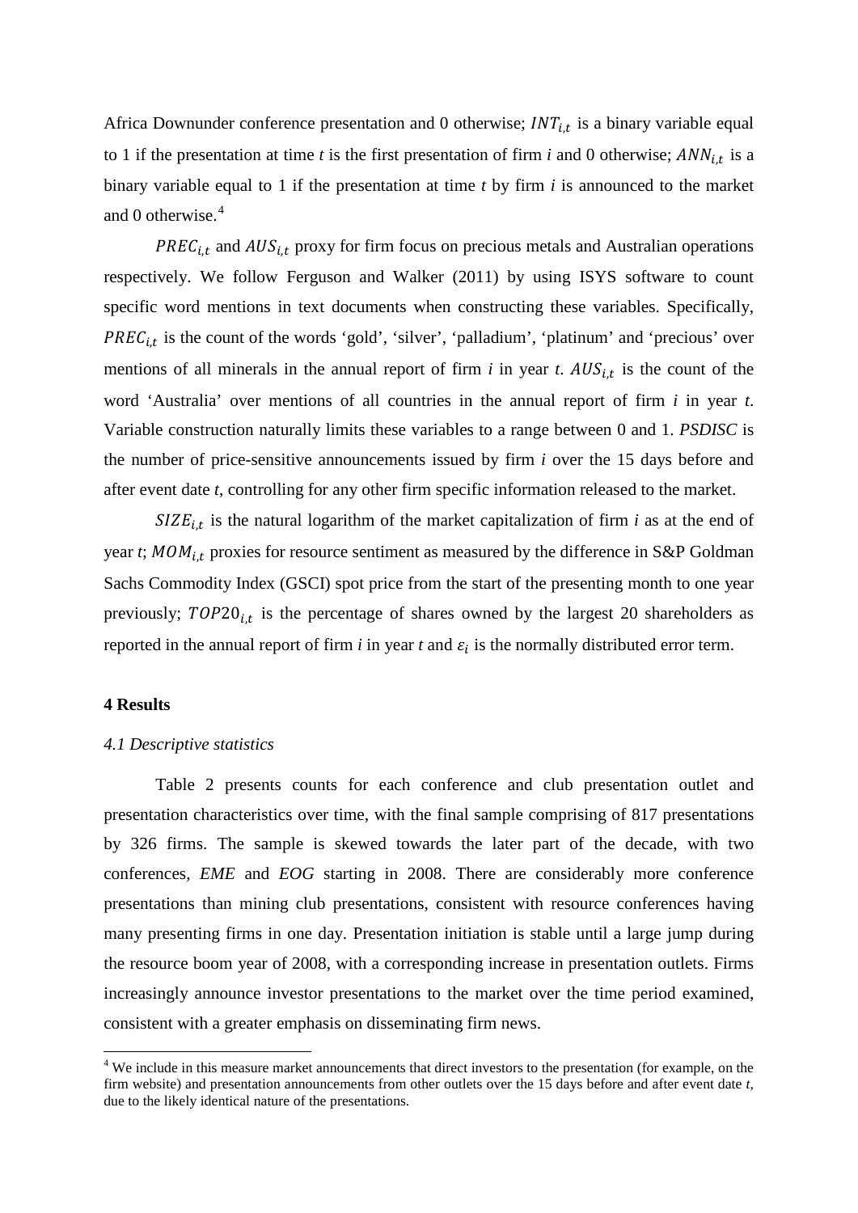Africa Downunder conference presentation and 0 otherwise; $INT_{i,t}$ is a binary variable equal to 1 if the presentation at time *t* is the first presentation of firm *i* and 0 otherwise; $ANN_{i,t}$ is a binary variable equal to 1 if the presentation at time *t* by firm *i* is announced to the market and 0 otherwise.[4]

$PREC_{i,t}$ and $AUS_{i,t}$ proxy for firm focus on precious metals and Australian operations respectively. We follow Ferguson and Walker (2011) by using ISYS software to count specific word mentions in text documents when constructing these variables. Specifically, $PREC_{i,t}$ is the count of the words 'gold', 'silver', 'palladium', 'platinum' and 'precious' over mentions of all minerals in the annual report of firm *i* in year *t*. $AUS_{i,t}$ is the count of the word 'Australia' over mentions of all countries in the annual report of firm *i* in year *t*. Variable construction naturally limits these variables to a range between 0 and 1. *PSDISC* is the number of price-sensitive announcements issued by firm *i* over the 15 days before and after event date *t*, controlling for any other firm specific information released to the market.

$SIZE_{i,t}$ is the natural logarithm of the market capitalization of firm *i* as at the end of year *t*; $MOM_{i,t}$ proxies for resource sentiment as measured by the difference in S&P Goldman Sachs Commodity Index (GSCI) spot price from the start of the presenting month to one year previously; $TOP20_{i,t}$ is the percentage of shares owned by the largest 20 shareholders as reported in the annual report of firm *i* in year *t* and $\varepsilon_i$ is the normally distributed error term.

## 4 Results

### *4.1 Descriptive statistics*

Table 2 presents counts for each conference and club presentation outlet and presentation characteristics over time, with the final sample comprising of 817 presentations by 326 firms. The sample is skewed towards the later part of the decade, with two conferences, *EME* and *EOG* starting in 2008. There are considerably more conference presentations than mining club presentations, consistent with resource conferences having many presenting firms in one day. Presentation initiation is stable until a large jump during the resource boom year of 2008, with a corresponding increase in presentation outlets. Firms increasingly announce investor presentations to the market over the time period examined, consistent with a greater emphasis on disseminating firm news.

[4] We include in this measure market announcements that direct investors to the presentation (for example, on the firm website) and presentation announcements from other outlets over the 15 days before and after event date *t*, due to the likely identical nature of the presentations.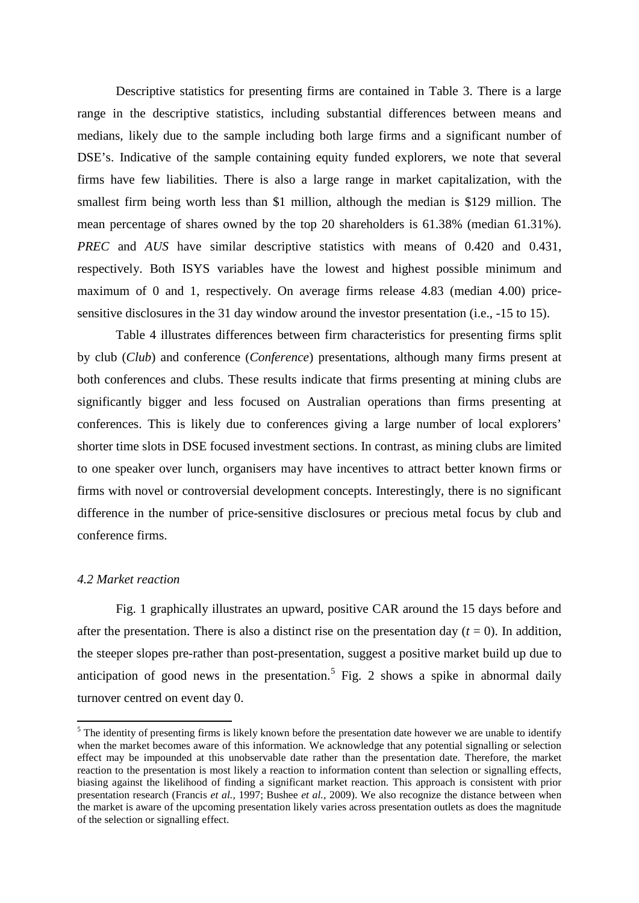Descriptive statistics for presenting firms are contained in Table 3. There is a large range in the descriptive statistics, including substantial differences between means and medians, likely due to the sample including both large firms and a significant number of DSE's. Indicative of the sample containing equity funded explorers, we note that several firms have few liabilities. There is also a large range in market capitalization, with the smallest firm being worth less than \$1 million, although the median is \$129 million. The mean percentage of shares owned by the top 20 shareholders is 61.38% (median 61.31%). *PREC* and *AUS* have similar descriptive statistics with means of 0.420 and 0.431, respectively. Both ISYS variables have the lowest and highest possible minimum and maximum of 0 and 1, respectively. On average firms release 4.83 (median 4.00) price-sensitive disclosures in the 31 day window around the investor presentation (i.e., -15 to 15).

Table 4 illustrates differences between firm characteristics for presenting firms split by club (*Club*) and conference (*Conference*) presentations, although many firms present at both conferences and clubs. These results indicate that firms presenting at mining clubs are significantly bigger and less focused on Australian operations than firms presenting at conferences. This is likely due to conferences giving a large number of local explorers' shorter time slots in DSE focused investment sections. In contrast, as mining clubs are limited to one speaker over lunch, organisers may have incentives to attract better known firms or firms with novel or controversial development concepts. Interestingly, there is no significant difference in the number of price-sensitive disclosures or precious metal focus by club and conference firms.

### *4.2 Market reaction*

Fig. 1 graphically illustrates an upward, positive CAR around the 15 days before and after the presentation. There is also a distinct rise on the presentation day ($t = 0$). In addition, the steeper slopes pre-rather than post-presentation, suggest a positive market build up due to anticipation of good news in the presentation.[5] Fig. 2 shows a spike in abnormal daily turnover centred on event day 0.

---

[5] The identity of presenting firms is likely known before the presentation date however we are unable to identify when the market becomes aware of this information. We acknowledge that any potential signalling or selection effect may be impounded at this unobservable date rather than the presentation date. Therefore, the market reaction to the presentation is most likely a reaction to information content than selection or signalling effects, biasing against the likelihood of finding a significant market reaction. This approach is consistent with prior presentation research (Francis *et al.*, 1997; Bushee *et al.*, 2009). We also recognize the distance between when the market is aware of the upcoming presentation likely varies across presentation outlets as does the magnitude of the selection or signalling effect.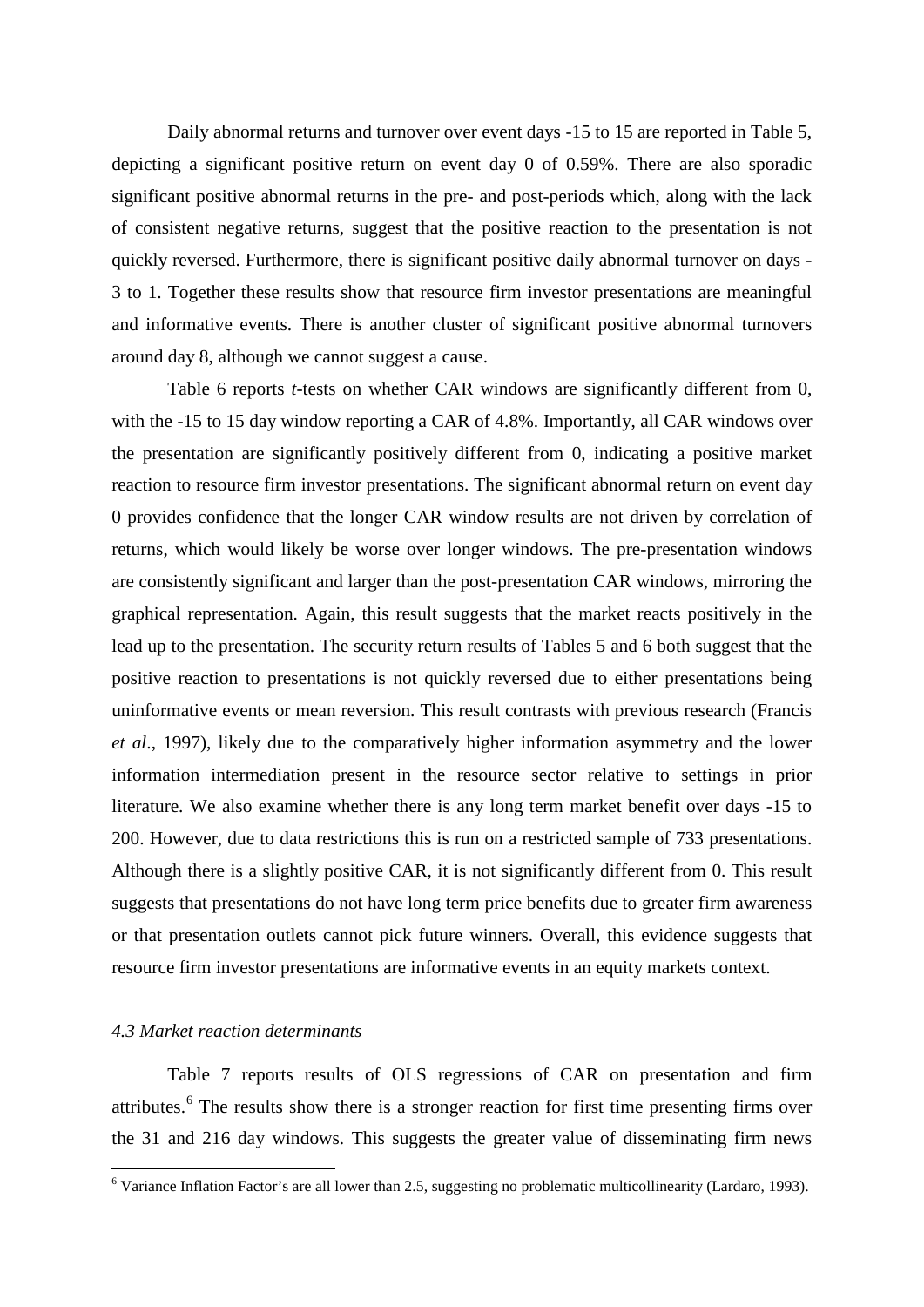Daily abnormal returns and turnover over event days -15 to 15 are reported in Table 5, depicting a significant positive return on event day 0 of 0.59%. There are also sporadic significant positive abnormal returns in the pre- and post-periods which, along with the lack of consistent negative returns, suggest that the positive reaction to the presentation is not quickly reversed. Furthermore, there is significant positive daily abnormal turnover on days -3 to 1. Together these results show that resource firm investor presentations are meaningful and informative events. There is another cluster of significant positive abnormal turnovers around day 8, although we cannot suggest a cause.

Table 6 reports *t*-tests on whether CAR windows are significantly different from 0, with the -15 to 15 day window reporting a CAR of 4.8%. Importantly, all CAR windows over the presentation are significantly positively different from 0, indicating a positive market reaction to resource firm investor presentations. The significant abnormal return on event day 0 provides confidence that the longer CAR window results are not driven by correlation of returns, which would likely be worse over longer windows. The pre-presentation windows are consistently significant and larger than the post-presentation CAR windows, mirroring the graphical representation. Again, this result suggests that the market reacts positively in the lead up to the presentation. The security return results of Tables 5 and 6 both suggest that the positive reaction to presentations is not quickly reversed due to either presentations being uninformative events or mean reversion. This result contrasts with previous research (Francis *et al*., 1997), likely due to the comparatively higher information asymmetry and the lower information intermediation present in the resource sector relative to settings in prior literature. We also examine whether there is any long term market benefit over days -15 to 200. However, due to data restrictions this is run on a restricted sample of 733 presentations. Although there is a slightly positive CAR, it is not significantly different from 0. This result suggests that presentations do not have long term price benefits due to greater firm awareness or that presentation outlets cannot pick future winners. Overall, this evidence suggests that resource firm investor presentations are informative events in an equity markets context.

### *4.3 Market reaction determinants*

Table 7 reports results of OLS regressions of CAR on presentation and firm attributes.[6] The results show there is a stronger reaction for first time presenting firms over the 31 and 216 day windows. This suggests the greater value of disseminating firm news

[6] Variance Inflation Factor's are all lower than 2.5, suggesting no problematic multicollinearity (Lardaro, 1993).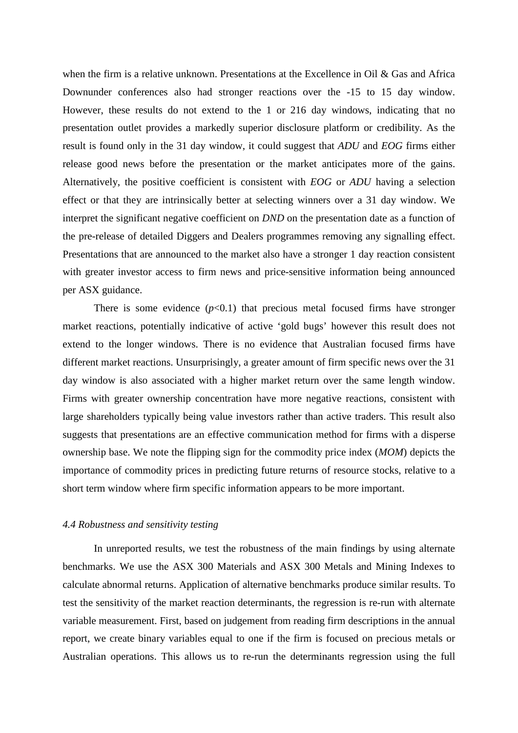when the firm is a relative unknown. Presentations at the Excellence in Oil & Gas and Africa Downunder conferences also had stronger reactions over the -15 to 15 day window. However, these results do not extend to the 1 or 216 day windows, indicating that no presentation outlet provides a markedly superior disclosure platform or credibility. As the result is found only in the 31 day window, it could suggest that *ADU* and *EOG* firms either release good news before the presentation or the market anticipates more of the gains. Alternatively, the positive coefficient is consistent with *EOG* or *ADU* having a selection effect or that they are intrinsically better at selecting winners over a 31 day window. We interpret the significant negative coefficient on *DND* on the presentation date as a function of the pre-release of detailed Diggers and Dealers programmes removing any signalling effect. Presentations that are announced to the market also have a stronger 1 day reaction consistent with greater investor access to firm news and price-sensitive information being announced per ASX guidance.

There is some evidence ($p<0.1$) that precious metal focused firms have stronger market reactions, potentially indicative of active 'gold bugs' however this result does not extend to the longer windows. There is no evidence that Australian focused firms have different market reactions. Unsurprisingly, a greater amount of firm specific news over the 31 day window is also associated with a higher market return over the same length window. Firms with greater ownership concentration have more negative reactions, consistent with large shareholders typically being value investors rather than active traders. This result also suggests that presentations are an effective communication method for firms with a disperse ownership base. We note the flipping sign for the commodity price index (*MOM*) depicts the importance of commodity prices in predicting future returns of resource stocks, relative to a short term window where firm specific information appears to be more important.

### *4.4 Robustness and sensitivity testing*

In unreported results, we test the robustness of the main findings by using alternate benchmarks. We use the ASX 300 Materials and ASX 300 Metals and Mining Indexes to calculate abnormal returns. Application of alternative benchmarks produce similar results. To test the sensitivity of the market reaction determinants, the regression is re-run with alternate variable measurement. First, based on judgement from reading firm descriptions in the annual report, we create binary variables equal to one if the firm is focused on precious metals or Australian operations. This allows us to re-run the determinants regression using the full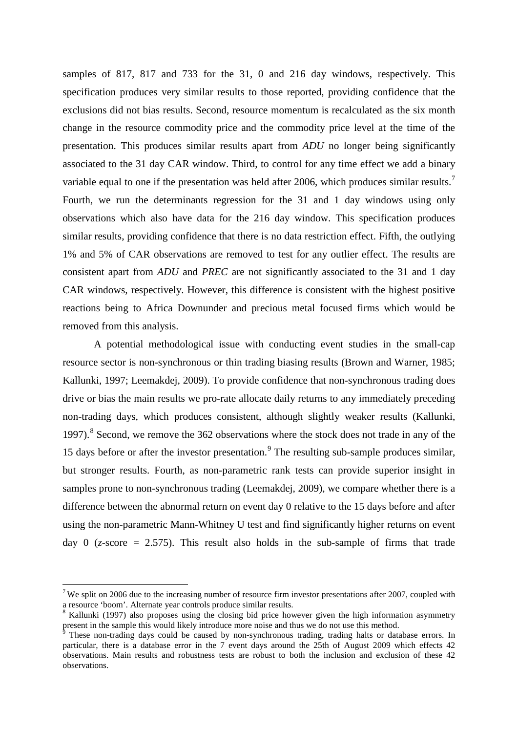samples of 817, 817 and 733 for the 31, 0 and 216 day windows, respectively. This specification produces very similar results to those reported, providing confidence that the exclusions did not bias results. Second, resource momentum is recalculated as the six month change in the resource commodity price and the commodity price level at the time of the presentation. This produces similar results apart from *ADU* no longer being significantly associated to the 31 day CAR window. Third, to control for any time effect we add a binary variable equal to one if the presentation was held after 2006, which produces similar results.[7] Fourth, we run the determinants regression for the 31 and 1 day windows using only observations which also have data for the 216 day window. This specification produces similar results, providing confidence that there is no data restriction effect. Fifth, the outlying 1% and 5% of CAR observations are removed to test for any outlier effect. The results are consistent apart from *ADU* and *PREC* are not significantly associated to the 31 and 1 day CAR windows, respectively. However, this difference is consistent with the highest positive reactions being to Africa Downunder and precious metal focused firms which would be removed from this analysis.

A potential methodological issue with conducting event studies in the small-cap resource sector is non-synchronous or thin trading biasing results (Brown and Warner, 1985; Kallunki, 1997; Leemakdej, 2009). To provide confidence that non-synchronous trading does drive or bias the main results we pro-rate allocate daily returns to any immediately preceding non-trading days, which produces consistent, although slightly weaker results (Kallunki, 1997).[8] Second, we remove the 362 observations where the stock does not trade in any of the 15 days before or after the investor presentation.[9] The resulting sub-sample produces similar, but stronger results. Fourth, as non-parametric rank tests can provide superior insight in samples prone to non-synchronous trading (Leemakdej, 2009), we compare whether there is a difference between the abnormal return on event day 0 relative to the 15 days before and after using the non-parametric Mann-Whitney U test and find significantly higher returns on event day 0 (*z*-score = 2.575). This result also holds in the sub-sample of firms that trade

---

[7] We split on 2006 due to the increasing number of resource firm investor presentations after 2007, coupled with a resource 'boom'. Alternate year controls produce similar results.

[8] Kallunki (1997) also proposes using the closing bid price however given the high information asymmetry present in the sample this would likely introduce more noise and thus we do not use this method.

[9] These non-trading days could be caused by non-synchronous trading, trading halts or database errors. In particular, there is a database error in the 7 event days around the 25th of August 2009 which effects 42 observations. Main results and robustness tests are robust to both the inclusion and exclusion of these 42 observations.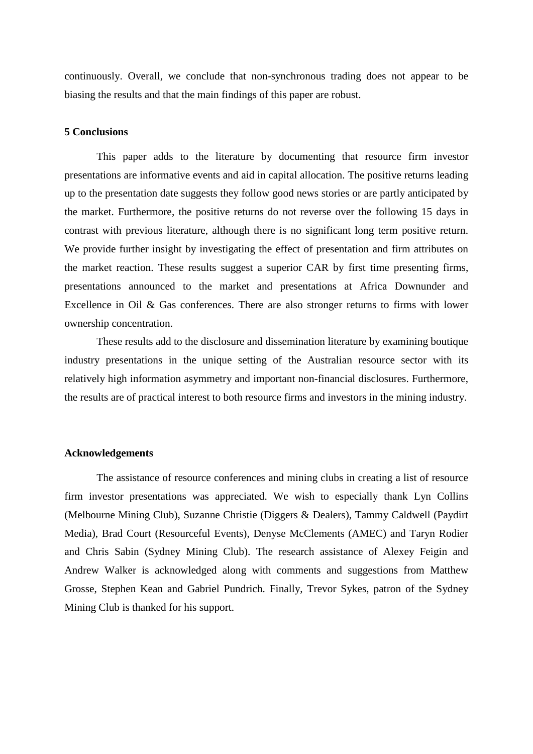continuously. Overall, we conclude that non-synchronous trading does not appear to be biasing the results and that the main findings of this paper are robust.

## 5 Conclusions

This paper adds to the literature by documenting that resource firm investor presentations are informative events and aid in capital allocation. The positive returns leading up to the presentation date suggests they follow good news stories or are partly anticipated by the market. Furthermore, the positive returns do not reverse over the following 15 days in contrast with previous literature, although there is no significant long term positive return. We provide further insight by investigating the effect of presentation and firm attributes on the market reaction. These results suggest a superior CAR by first time presenting firms, presentations announced to the market and presentations at Africa Downunder and Excellence in Oil & Gas conferences. There are also stronger returns to firms with lower ownership concentration.

These results add to the disclosure and dissemination literature by examining boutique industry presentations in the unique setting of the Australian resource sector with its relatively high information asymmetry and important non-financial disclosures. Furthermore, the results are of practical interest to both resource firms and investors in the mining industry.

## Acknowledgements

The assistance of resource conferences and mining clubs in creating a list of resource firm investor presentations was appreciated. We wish to especially thank Lyn Collins (Melbourne Mining Club), Suzanne Christie (Diggers & Dealers), Tammy Caldwell (Paydirt Media), Brad Court (Resourceful Events), Denyse McClements (AMEC) and Taryn Rodier and Chris Sabin (Sydney Mining Club). The research assistance of Alexey Feigin and Andrew Walker is acknowledged along with comments and suggestions from Matthew Grosse, Stephen Kean and Gabriel Pundrich. Finally, Trevor Sykes, patron of the Sydney Mining Club is thanked for his support.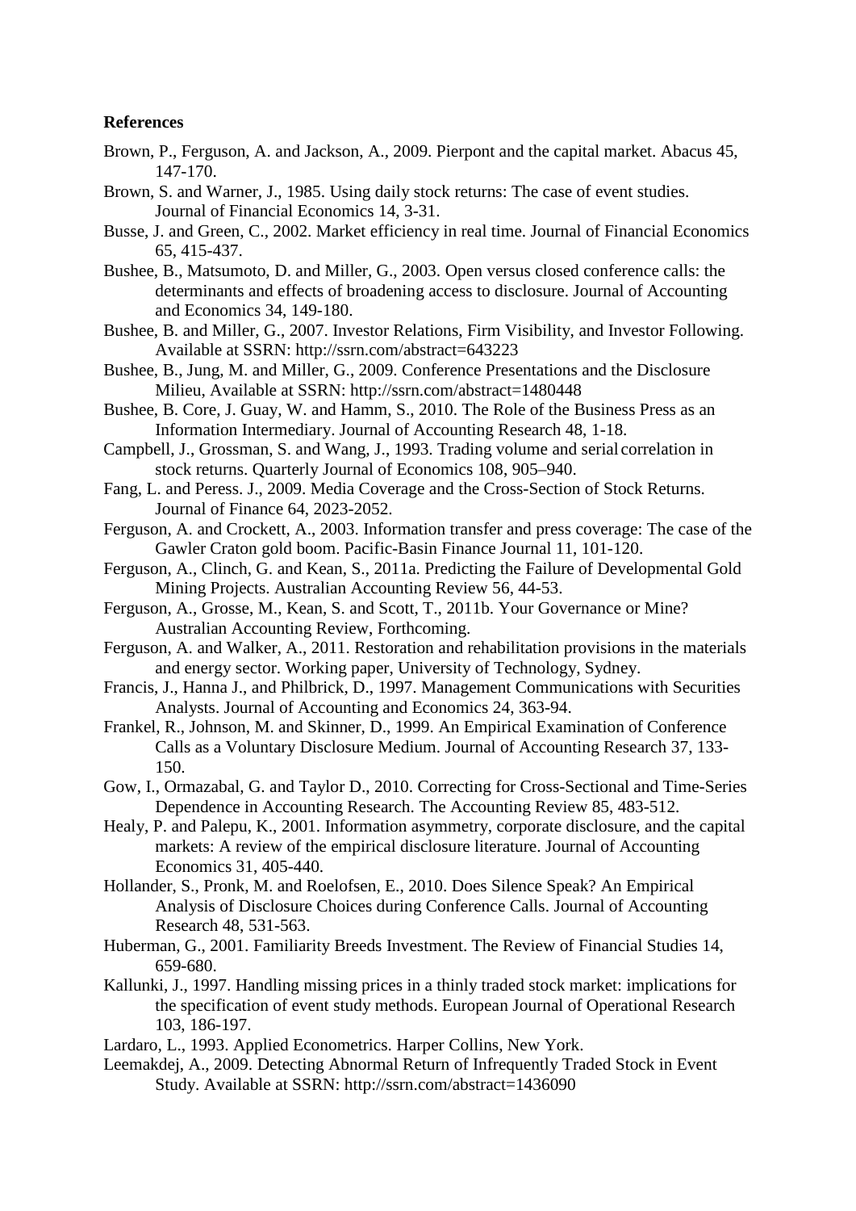**References**

Brown, P., Ferguson, A. and Jackson, A., 2009. Pierpont and the capital market. Abacus 45, 147-170.

Brown, S. and Warner, J., 1985. Using daily stock returns: The case of event studies. Journal of Financial Economics 14, 3-31.

Busse, J. and Green, C., 2002. Market efficiency in real time. Journal of Financial Economics 65, 415-437.

Bushee, B., Matsumoto, D. and Miller, G., 2003. Open versus closed conference calls: the determinants and effects of broadening access to disclosure. Journal of Accounting and Economics 34, 149-180.

Bushee, B. and Miller, G., 2007. Investor Relations, Firm Visibility, and Investor Following. Available at SSRN: http://ssrn.com/abstract=643223

Bushee, B., Jung, M. and Miller, G., 2009. Conference Presentations and the Disclosure Milieu, Available at SSRN: http://ssrn.com/abstract=1480448

Bushee, B. Core, J. Guay, W. and Hamm, S., 2010. The Role of the Business Press as an Information Intermediary. Journal of Accounting Research 48, 1-18.

Campbell, J., Grossman, S. and Wang, J., 1993. Trading volume and serial correlation in stock returns. Quarterly Journal of Economics 108, 905–940.

Fang, L. and Peress. J., 2009. Media Coverage and the Cross-Section of Stock Returns. Journal of Finance 64, 2023-2052.

Ferguson, A. and Crockett, A., 2003. Information transfer and press coverage: The case of the Gawler Craton gold boom. Pacific-Basin Finance Journal 11, 101-120.

Ferguson, A., Clinch, G. and Kean, S., 2011a. Predicting the Failure of Developmental Gold Mining Projects. Australian Accounting Review 56, 44-53.

Ferguson, A., Grosse, M., Kean, S. and Scott, T., 2011b. Your Governance or Mine? Australian Accounting Review, Forthcoming.

Ferguson, A. and Walker, A., 2011. Restoration and rehabilitation provisions in the materials and energy sector. Working paper, University of Technology, Sydney.

Francis, J., Hanna J., and Philbrick, D., 1997. Management Communications with Securities Analysts. Journal of Accounting and Economics 24, 363-94.

Frankel, R., Johnson, M. and Skinner, D., 1999. An Empirical Examination of Conference Calls as a Voluntary Disclosure Medium. Journal of Accounting Research 37, 133-150.

Gow, I., Ormazabal, G. and Taylor D., 2010. Correcting for Cross-Sectional and Time-Series Dependence in Accounting Research. The Accounting Review 85, 483-512.

Healy, P. and Palepu, K., 2001. Information asymmetry, corporate disclosure, and the capital markets: A review of the empirical disclosure literature. Journal of Accounting Economics 31, 405-440.

Hollander, S., Pronk, M. and Roelofsen, E., 2010. Does Silence Speak? An Empirical Analysis of Disclosure Choices during Conference Calls. Journal of Accounting Research 48, 531-563.

Huberman, G., 2001. Familiarity Breeds Investment. The Review of Financial Studies 14, 659-680.

Kallunki, J., 1997. Handling missing prices in a thinly traded stock market: implications for the specification of event study methods. European Journal of Operational Research 103, 186-197.

Lardaro, L., 1993. Applied Econometrics. Harper Collins, New York.

Leemakdej, A., 2009. Detecting Abnormal Return of Infrequently Traded Stock in Event Study. Available at SSRN: http://ssrn.com/abstract=1436090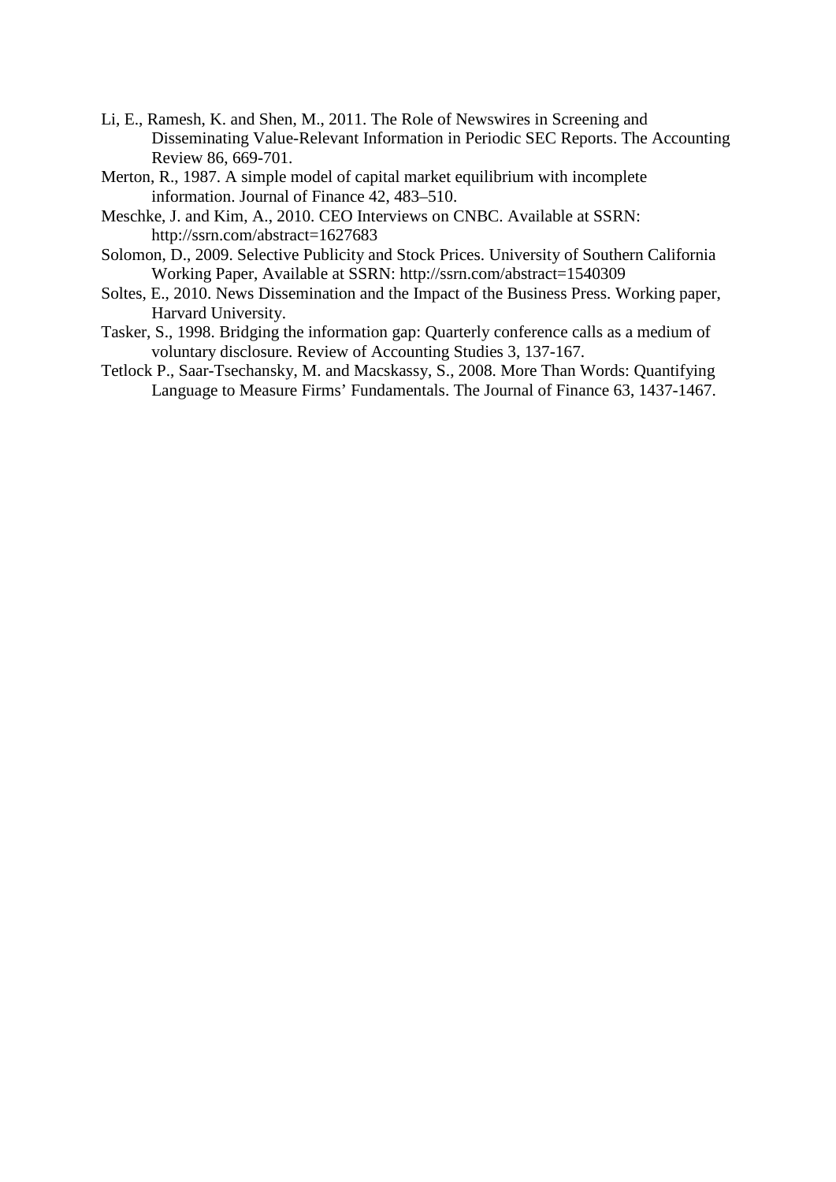Li, E., Ramesh, K. and Shen, M., 2011. The Role of Newswires in Screening and Disseminating Value-Relevant Information in Periodic SEC Reports. The Accounting Review 86, 669-701.

Merton, R., 1987. A simple model of capital market equilibrium with incomplete information. Journal of Finance 42, 483–510.

Meschke, J. and Kim, A., 2010. CEO Interviews on CNBC. Available at SSRN: http://ssrn.com/abstract=1627683

Solomon, D., 2009. Selective Publicity and Stock Prices. University of Southern California Working Paper, Available at SSRN: http://ssrn.com/abstract=1540309

Soltes, E., 2010. News Dissemination and the Impact of the Business Press. Working paper, Harvard University.

Tasker, S., 1998. Bridging the information gap: Quarterly conference calls as a medium of voluntary disclosure. Review of Accounting Studies 3, 137-167.

Tetlock P., Saar-Tsechansky, M. and Macskassy, S., 2008. More Than Words: Quantifying Language to Measure Firms' Fundamentals. The Journal of Finance 63, 1437-1467.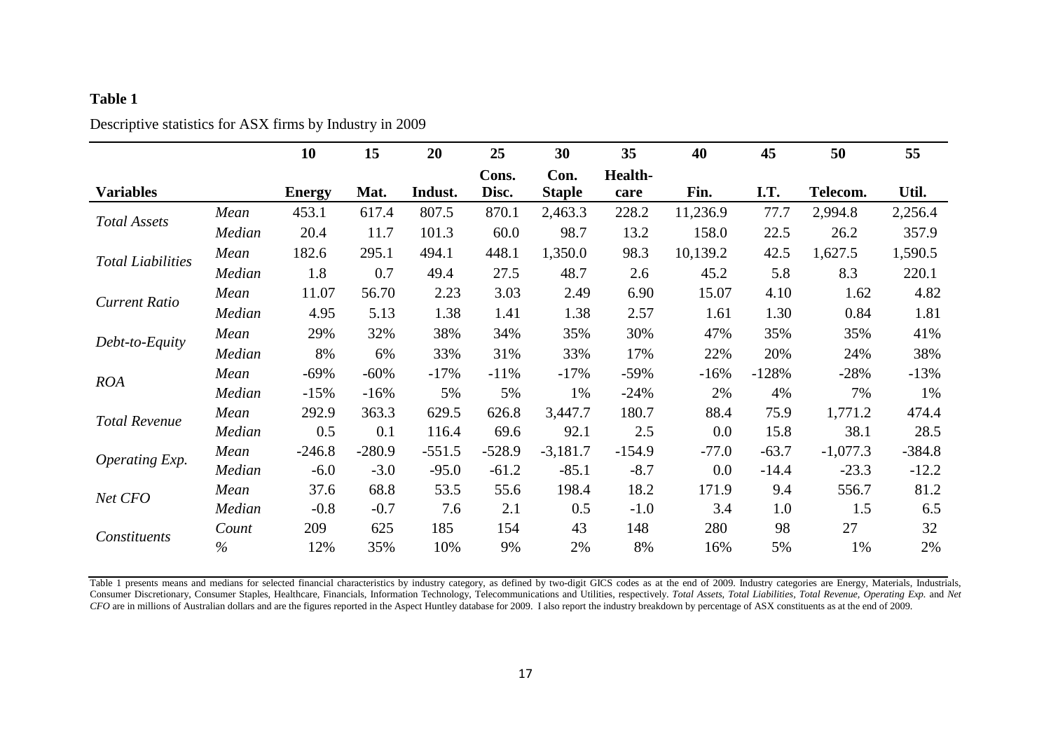**Table 1**

Descriptive statistics for ASX firms by Industry in 2009

| Variables | | 10<br>Energy | 15<br>Mat. | 20<br>Indust. | 25<br>Cons. Disc. | 30<br>Con. Staple | 35<br>Health-care | 40<br>Fin. | 45<br>I.T. | 50<br>Telecom. | 55<br>Util. |
|---|---|---|---|---|---|---|---|---|---|---|---|
| *Total Assets* | *Mean* | 453.1 | 617.4 | 807.5 | 870.1 | 2,463.3 | 228.2 | 11,236.9 | 77.7 | 2,994.8 | 2,256.4 |
| | *Median* | 20.4 | 11.7 | 101.3 | 60.0 | 98.7 | 13.2 | 158.0 | 22.5 | 26.2 | 357.9 |
| *Total Liabilities* | *Mean* | 182.6 | 295.1 | 494.1 | 448.1 | 1,350.0 | 98.3 | 10,139.2 | 42.5 | 1,627.5 | 1,590.5 |
| | *Median* | 1.8 | 0.7 | 49.4 | 27.5 | 48.7 | 2.6 | 45.2 | 5.8 | 8.3 | 220.1 |
| *Current Ratio* | *Mean* | 11.07 | 56.70 | 2.23 | 3.03 | 2.49 | 6.90 | 15.07 | 4.10 | 1.62 | 4.82 |
| | *Median* | 4.95 | 5.13 | 1.38 | 1.41 | 1.38 | 2.57 | 1.61 | 1.30 | 0.84 | 1.81 |
| *Debt-to-Equity* | *Mean* | 29% | 32% | 38% | 34% | 35% | 30% | 47% | 35% | 35% | 41% |
| | *Median* | 8% | 6% | 33% | 31% | 33% | 17% | 22% | 20% | 24% | 38% |
| *ROA* | *Mean* | -69% | -60% | -17% | -11% | -17% | -59% | -16% | -128% | -28% | -13% |
| | *Median* | -15% | -16% | 5% | 5% | 1% | -24% | 2% | 4% | 7% | 1% |
| *Total Revenue* | *Mean* | 292.9 | 363.3 | 629.5 | 626.8 | 3,447.7 | 180.7 | 88.4 | 75.9 | 1,771.2 | 474.4 |
| | *Median* | 0.5 | 0.1 | 116.4 | 69.6 | 92.1 | 2.5 | 0.0 | 15.8 | 38.1 | 28.5 |
| *Operating Exp.* | *Mean* | -246.8 | -280.9 | -551.5 | -528.9 | -3,181.7 | -154.9 | -77.0 | -63.7 | -1,077.3 | -384.8 |
| | *Median* | -6.0 | -3.0 | -95.0 | -61.2 | -85.1 | -8.7 | 0.0 | -14.4 | -23.3 | -12.2 |
| *Net CFO* | *Mean* | 37.6 | 68.8 | 53.5 | 55.6 | 198.4 | 18.2 | 171.9 | 9.4 | 556.7 | 81.2 |
| | *Median* | -0.8 | -0.7 | 7.6 | 2.1 | 0.5 | -1.0 | 3.4 | 1.0 | 1.5 | 6.5 |
| *Constituents* | *Count* | 209 | 625 | 185 | 154 | 43 | 148 | 280 | 98 | 27 | 32 |
| | *%* | 12% | 35% | 10% | 9% | 2% | 8% | 16% | 5% | 1% | 2% |

Table 1 presents means and medians for selected financial characteristics by industry category, as defined by two-digit GICS codes as at the end of 2009. Industry categories are Energy, Materials, Industrials, Consumer Discretionary, Consumer Staples, Healthcare, Financials, Information Technology, Telecommunications and Utilities, respectively. *Total Assets*, *Total Liabilities*, *Total Revenue*, *Operating Exp.* and *Net CFO* are in millions of Australian dollars and are the figures reported in the Aspect Huntley database for 2009. I also report the industry breakdown by percentage of ASX constituents as at the end of 2009.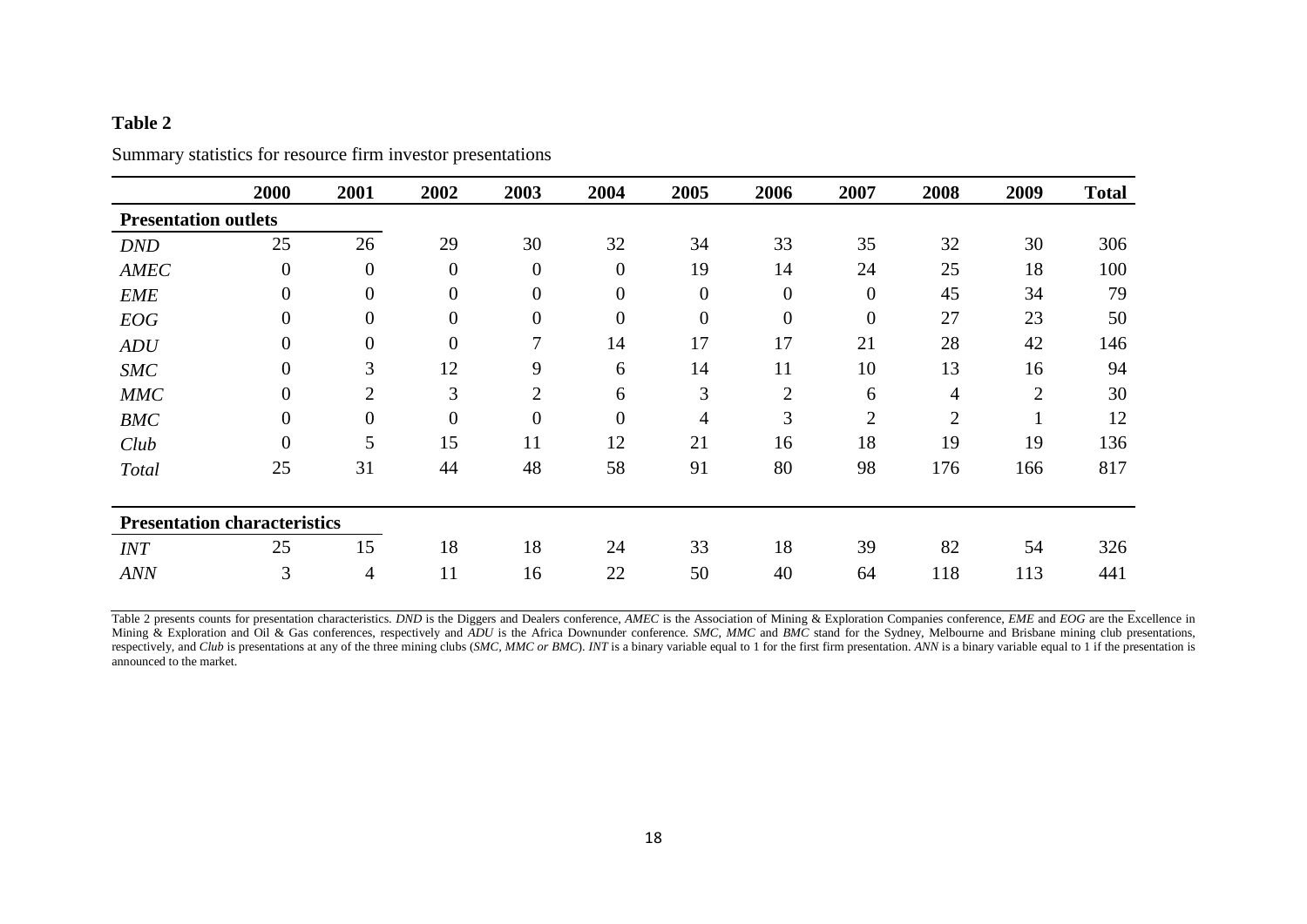**Table 2**

Summary statistics for resource firm investor presentations

| | 2000 | 2001 | 2002 | 2003 | 2004 | 2005 | 2006 | 2007 | 2008 | 2009 | Total |
|---|---|---|---|---|---|---|---|---|---|---|---|
| **Presentation outlets** | | | | | | | | | | | |
| *DND* | 25 | 26 | 29 | 30 | 32 | 34 | 33 | 35 | 32 | 30 | 306 |
| *AMEC* | 0 | 0 | 0 | 0 | 0 | 19 | 14 | 24 | 25 | 18 | 100 |
| *EME* | 0 | 0 | 0 | 0 | 0 | 0 | 0 | 0 | 45 | 34 | 79 |
| *EOG* | 0 | 0 | 0 | 0 | 0 | 0 | 0 | 0 | 27 | 23 | 50 |
| *ADU* | 0 | 0 | 0 | 7 | 14 | 17 | 17 | 21 | 28 | 42 | 146 |
| *SMC* | 0 | 3 | 12 | 9 | 6 | 14 | 11 | 10 | 13 | 16 | 94 |
| *MMC* | 0 | 2 | 3 | 2 | 6 | 3 | 2 | 6 | 4 | 2 | 30 |
| *BMC* | 0 | 0 | 0 | 0 | 0 | 4 | 3 | 2 | 2 | 1 | 12 |
| *Club* | 0 | 5 | 15 | 11 | 12 | 21 | 16 | 18 | 19 | 19 | 136 |
| *Total* | 25 | 31 | 44 | 48 | 58 | 91 | 80 | 98 | 176 | 166 | 817 |
| **Presentation characteristics** | | | | | | | | | | | |
| *INT* | 25 | 15 | 18 | 18 | 24 | 33 | 18 | 39 | 82 | 54 | 326 |
| *ANN* | 3 | 4 | 11 | 16 | 22 | 50 | 40 | 64 | 118 | 113 | 441 |

Table 2 presents counts for presentation characteristics. *DND* is the Diggers and Dealers conference, *AMEC* is the Association of Mining & Exploration Companies conference, *EME* and *EOG* are the Excellence in Mining & Exploration and Oil & Gas conferences, respectively and *ADU* is the Africa Downunder conference. *SMC*, *MMC* and *BMC* stand for the Sydney, Melbourne and Brisbane mining club presentations, respectively, and *Club* is presentations at any of the three mining clubs (*SMC*, *MMC or BMC*). *INT* is a binary variable equal to 1 for the first firm presentation. *ANN* is a binary variable equal to 1 if the presentation is announced to the market.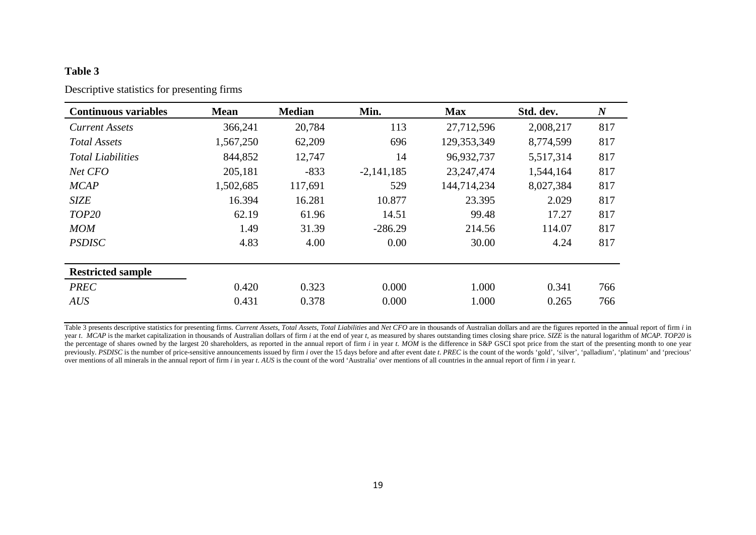**Table 3**

Descriptive statistics for presenting firms

| Continuous variables | Mean | Median | Min. | Max | Std. dev. | *N* |
|---|---|---|---|---|---|---|
| *Current Assets* | 366,241 | 20,784 | 113 | 27,712,596 | 2,008,217 | 817 |
| *Total Assets* | 1,567,250 | 62,209 | 696 | 129,353,349 | 8,774,599 | 817 |
| *Total Liabilities* | 844,852 | 12,747 | 14 | 96,932,737 | 5,517,314 | 817 |
| *Net CFO* | 205,181 | -833 | -2,141,185 | 23,247,474 | 1,544,164 | 817 |
| *MCAP* | 1,502,685 | 117,691 | 529 | 144,714,234 | 8,027,384 | 817 |
| *SIZE* | 16.394 | 16.281 | 10.877 | 23.395 | 2.029 | 817 |
| *TOP20* | 62.19 | 61.96 | 14.51 | 99.48 | 17.27 | 817 |
| *MOM* | 1.49 | 31.39 | -286.29 | 214.56 | 114.07 | 817 |
| *PSDISC* | 4.83 | 4.00 | 0.00 | 30.00 | 4.24 | 817 |
| **Restricted sample** | | | | | | |
| *PREC* | 0.420 | 0.323 | 0.000 | 1.000 | 0.341 | 766 |
| *AUS* | 0.431 | 0.378 | 0.000 | 1.000 | 0.265 | 766 |

Table 3 presents descriptive statistics for presenting firms. *Current Assets*, *Total Assets*, *Total Liabilities* and *Net CFO* are in thousands of Australian dollars and are the figures reported in the annual report of firm *i* in year *t*. *MCAP* is the market capitalization in thousands of Australian dollars of firm *i* at the end of year *t*, as measured by shares outstanding times closing share price. *SIZE* is the natural logarithm of *MCAP*. *TOP20* is the percentage of shares owned by the largest 20 shareholders, as reported in the annual report of firm *i* in year *t*. *MOM* is the difference in S&P GSCI spot price from the start of the presenting month to one year previously. *PSDISC* is the number of price-sensitive announcements issued by firm *i* over the 15 days before and after event date *t*. *PREC* is the count of the words 'gold', 'silver', 'palladium', 'platinum' and 'precious' over mentions of all minerals in the annual report of firm *i* in year *t*. *AUS* is the count of the word 'Australia' over mentions of all countries in the annual report of firm *i* in year *t*.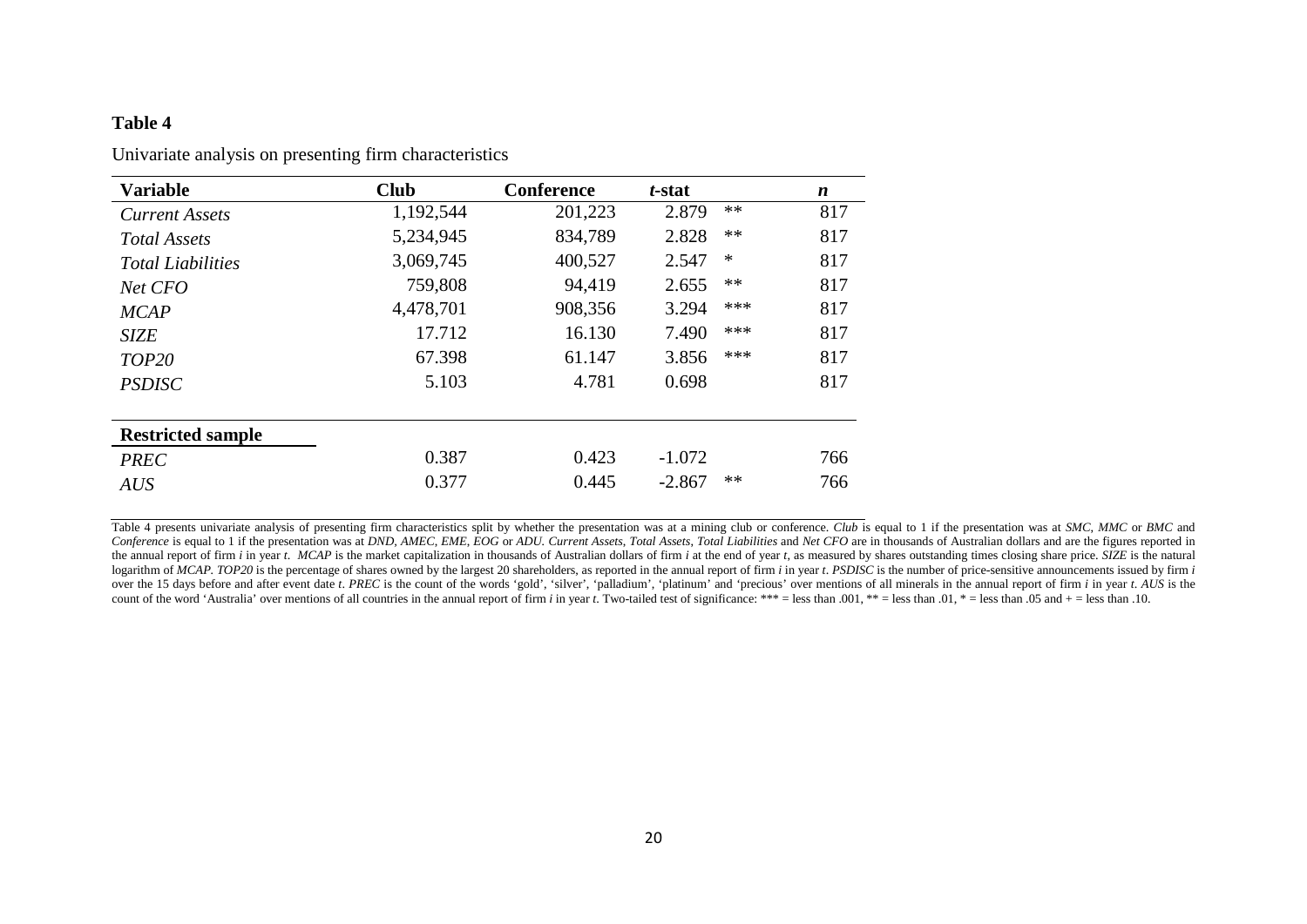**Table 4**

Univariate analysis on presenting firm characteristics

| **Variable** | **Club** | **Conference** | ***t*-stat** | | ***n*** |
|---|---|---|---|---|---|
| *Current Assets* | 1,192,544 | 201,223 | 2.879 | ** | 817 |
| *Total Assets* | 5,234,945 | 834,789 | 2.828 | ** | 817 |
| *Total Liabilities* | 3,069,745 | 400,527 | 2.547 | * | 817 |
| *Net CFO* | 759,808 | 94,419 | 2.655 | ** | 817 |
| *MCAP* | 4,478,701 | 908,356 | 3.294 | *** | 817 |
| *SIZE* | 17.712 | 16.130 | 7.490 | *** | 817 |
| *TOP20* | 67.398 | 61.147 | 3.856 | *** | 817 |
| *PSDISC* | 5.103 | 4.781 | 0.698 | | 817 |
| **Restricted sample** | | | | | |
| *PREC* | 0.387 | 0.423 | -1.072 | | 766 |
| *AUS* | 0.377 | 0.445 | -2.867 | ** | 766 |

Table 4 presents univariate analysis of presenting firm characteristics split by whether the presentation was at a mining club or conference. *Club* is equal to 1 if the presentation was at *SMC*, *MMC* or *BMC* and *Conference* is equal to 1 if the presentation was at *DND, AMEC, EME, EOG* or *ADU*. *Current Assets*, *Total Assets*, *Total Liabilities* and *Net CFO* are in thousands of Australian dollars and are the figures reported in the annual report of firm *i* in year *t*. *MCAP* is the market capitalization in thousands of Australian dollars of firm *i* at the end of year *t*, as measured by shares outstanding times closing share price. *SIZE* is the natural logarithm of *MCAP*. *TOP20* is the percentage of shares owned by the largest 20 shareholders, as reported in the annual report of firm *i* in year *t*. *PSDISC* is the number of price-sensitive announcements issued by firm *i* over the 15 days before and after event date *t*. *PREC* is the count of the words 'gold', 'silver', 'palladium', 'platinum' and 'precious' over mentions of all minerals in the annual report of firm *i* in year *t*. *AUS* is the count of the word 'Australia' over mentions of all countries in the annual report of firm *i* in year *t*. Two-tailed test of significance: *** = less than .001, ** = less than .01, * = less than .05 and + = less than .10.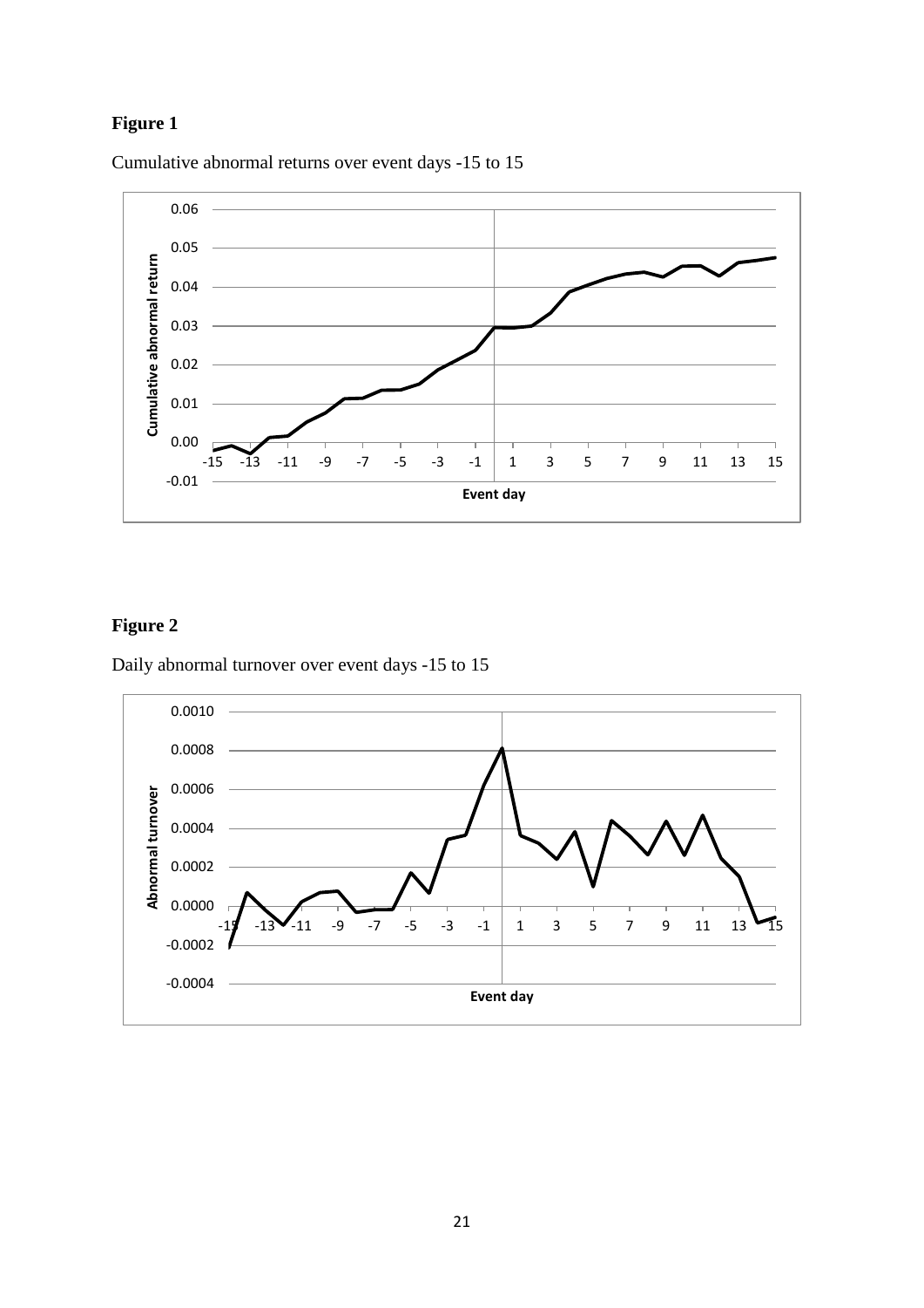**Figure 1**

Cumulative abnormal returns over event days -15 to 15

**Figure 2**

Daily abnormal turnover over event days -15 to 15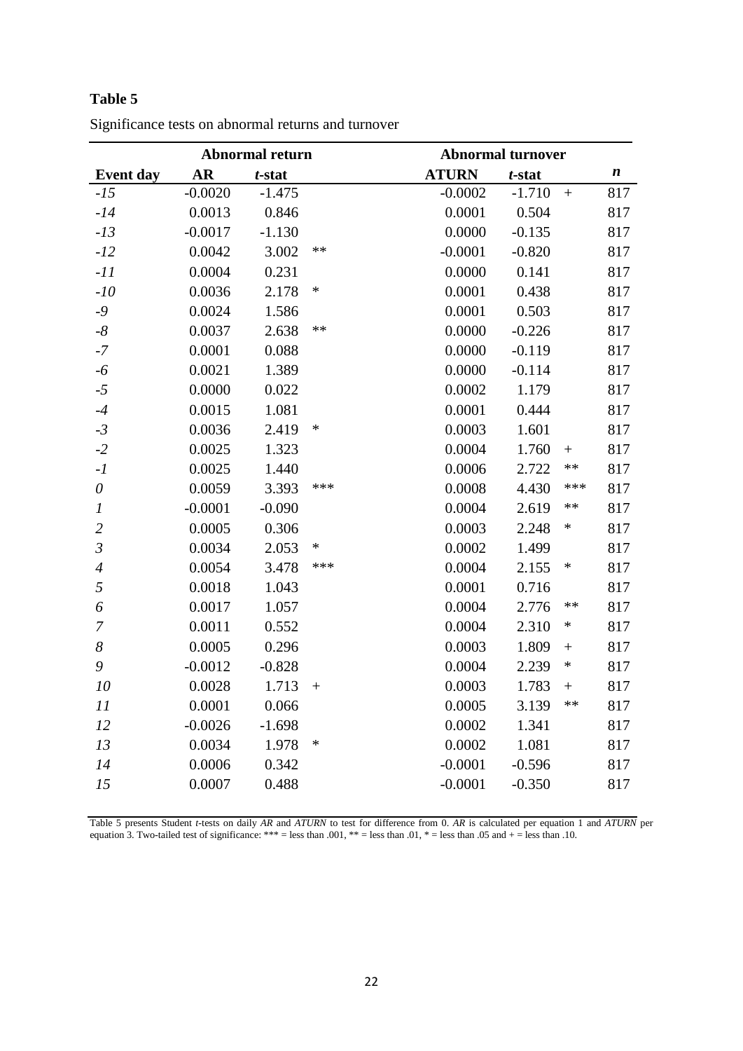**Table 5**

Significance tests on abnormal returns and turnover

| | Abnormal return | | | Abnormal turnover | | | |
|---|---|---|---|---|---|---|---|
| **Event day** | **AR** | ***t*-stat** | | **ATURN** | ***t*-stat** | | ***n*** |
| *-15* | -0.0020 | -1.475 | | -0.0002 | -1.710 | + | 817 |
| *-14* | 0.0013 | 0.846 | | 0.0001 | 0.504 | | 817 |
| *-13* | -0.0017 | -1.130 | | 0.0000 | -0.135 | | 817 |
| *-12* | 0.0042 | 3.002 | ** | -0.0001 | -0.820 | | 817 |
| *-11* | 0.0004 | 0.231 | | 0.0000 | 0.141 | | 817 |
| *-10* | 0.0036 | 2.178 | * | 0.0001 | 0.438 | | 817 |
| *-9* | 0.0024 | 1.586 | | 0.0001 | 0.503 | | 817 |
| *-8* | 0.0037 | 2.638 | ** | 0.0000 | -0.226 | | 817 |
| *-7* | 0.0001 | 0.088 | | 0.0000 | -0.119 | | 817 |
| *-6* | 0.0021 | 1.389 | | 0.0000 | -0.114 | | 817 |
| *-5* | 0.0000 | 0.022 | | 0.0002 | 1.179 | | 817 |
| *-4* | 0.0015 | 1.081 | | 0.0001 | 0.444 | | 817 |
| *-3* | 0.0036 | 2.419 | * | 0.0003 | 1.601 | | 817 |
| *-2* | 0.0025 | 1.323 | | 0.0004 | 1.760 | + | 817 |
| *-1* | 0.0025 | 1.440 | | 0.0006 | 2.722 | ** | 817 |
| *0* | 0.0059 | 3.393 | *** | 0.0008 | 4.430 | *** | 817 |
| *1* | -0.0001 | -0.090 | | 0.0004 | 2.619 | ** | 817 |
| *2* | 0.0005 | 0.306 | | 0.0003 | 2.248 | * | 817 |
| *3* | 0.0034 | 2.053 | * | 0.0002 | 1.499 | | 817 |
| *4* | 0.0054 | 3.478 | *** | 0.0004 | 2.155 | * | 817 |
| *5* | 0.0018 | 1.043 | | 0.0001 | 0.716 | | 817 |
| *6* | 0.0017 | 1.057 | | 0.0004 | 2.776 | ** | 817 |
| *7* | 0.0011 | 0.552 | | 0.0004 | 2.310 | * | 817 |
| *8* | 0.0005 | 0.296 | | 0.0003 | 1.809 | + | 817 |
| *9* | -0.0012 | -0.828 | | 0.0004 | 2.239 | * | 817 |
| *10* | 0.0028 | 1.713 | + | 0.0003 | 1.783 | + | 817 |
| *11* | 0.0001 | 0.066 | | 0.0005 | 3.139 | ** | 817 |
| *12* | -0.0026 | -1.698 | | 0.0002 | 1.341 | | 817 |
| *13* | 0.0034 | 1.978 | * | 0.0002 | 1.081 | | 817 |
| *14* | 0.0006 | 0.342 | | -0.0001 | -0.596 | | 817 |
| *15* | 0.0007 | 0.488 | | -0.0001 | -0.350 | | 817 |

Table 5 presents Student *t*-tests on daily *AR* and *ATURN* to test for difference from 0. *AR* is calculated per equation 1 and *ATURN* per equation 3. Two-tailed test of significance: *** = less than .001, ** = less than .01, * = less than .05 and + = less than .10.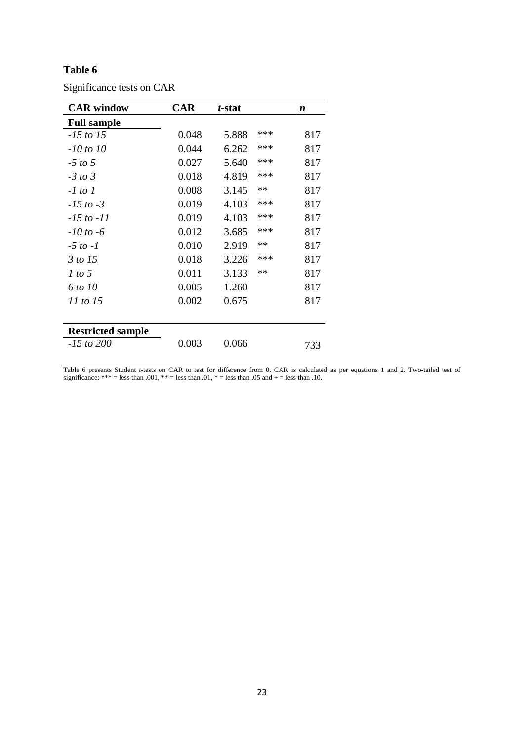**Table 6**

Significance tests on CAR

| CAR window | CAR | *t*-stat | | *n* |
|---|---|---|---|---|
| **Full sample** | | | | |
| *-15 to 15* | 0.048 | 5.888 | *** | 817 |
| *-10 to 10* | 0.044 | 6.262 | *** | 817 |
| *-5 to 5* | 0.027 | 5.640 | *** | 817 |
| *-3 to 3* | 0.018 | 4.819 | *** | 817 |
| *-1 to 1* | 0.008 | 3.145 | ** | 817 |
| *-15 to -3* | 0.019 | 4.103 | *** | 817 |
| *-15 to -11* | 0.019 | 4.103 | *** | 817 |
| *-10 to -6* | 0.012 | 3.685 | *** | 817 |
| *-5 to -1* | 0.010 | 2.919 | ** | 817 |
| *3 to 15* | 0.018 | 3.226 | *** | 817 |
| *1 to 5* | 0.011 | 3.133 | ** | 817 |
| *6 to 10* | 0.005 | 1.260 | | 817 |
| *11 to 15* | 0.002 | 0.675 | | 817 |
| **Restricted sample** | | | | |
| *-15 to 200* | 0.003 | 0.066 | | 733 |

Table 6 presents Student *t*-tests on CAR to test for difference from 0. CAR is calculated as per equations 1 and 2. Two-tailed test of significance: *** = less than .001, ** = less than .01, * = less than .05 and + = less than .10.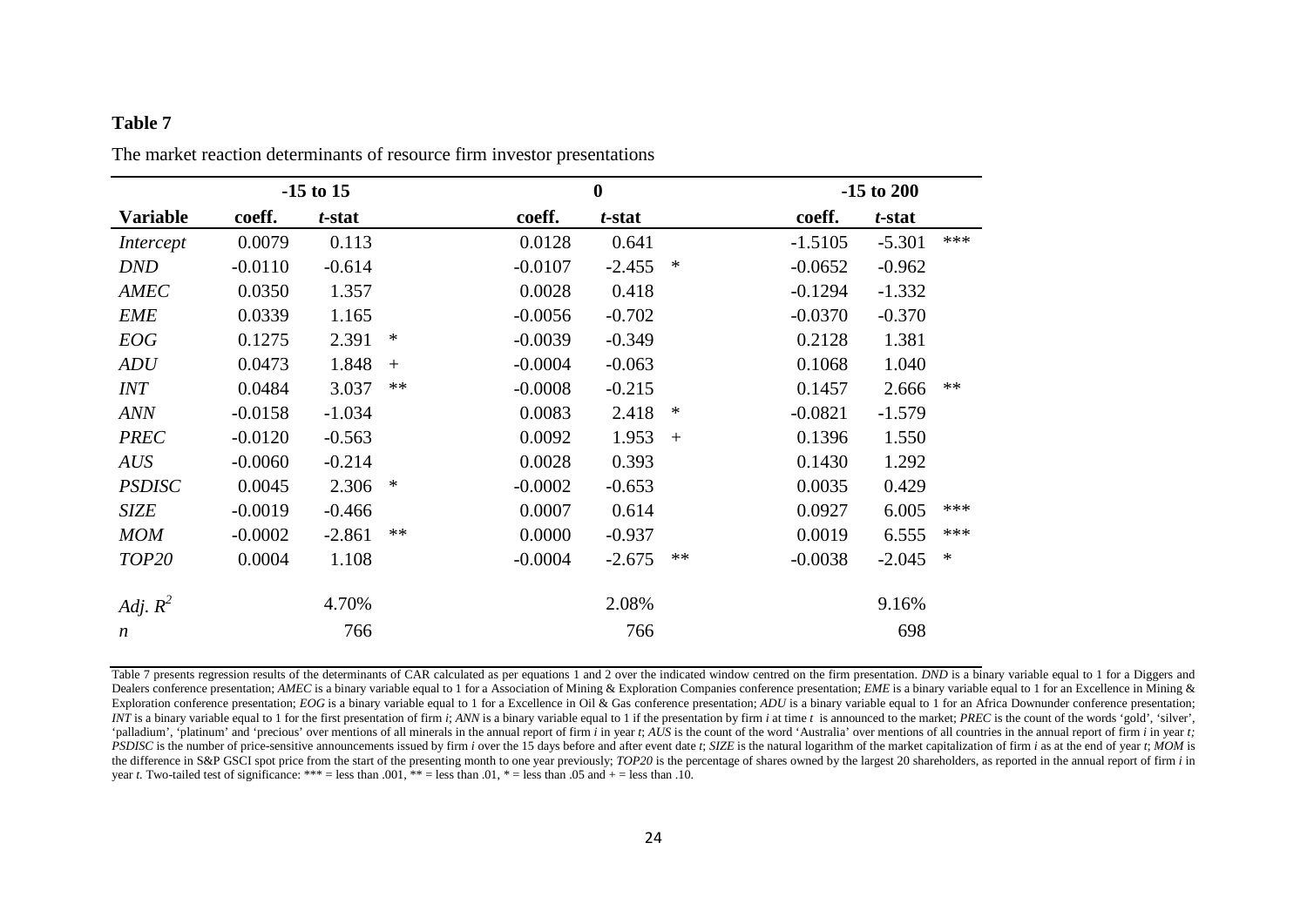**Table 7**

The market reaction determinants of resource firm investor presentations

| | -15 to 15 | | | 0 | | | -15 to 200 | | |
|---|---|---|---|---|---|---|---|---|---|
| **Variable** | **coeff.** | ***t*-stat** | | **coeff.** | ***t*-stat** | | **coeff.** | ***t*-stat** | |
| *Intercept* | 0.0079 | 0.113 | | 0.0128 | 0.641 | | -1.5105 | -5.301 | *** |
| *DND* | -0.0110 | -0.614 | | -0.0107 | -2.455 | * | -0.0652 | -0.962 | |
| *AMEC* | 0.0350 | 1.357 | | 0.0028 | 0.418 | | -0.1294 | -1.332 | |
| *EME* | 0.0339 | 1.165 | | -0.0056 | -0.702 | | -0.0370 | -0.370 | |
| *EOG* | 0.1275 | 2.391 | * | -0.0039 | -0.349 | | 0.2128 | 1.381 | |
| *ADU* | 0.0473 | 1.848 | + | -0.0004 | -0.063 | | 0.1068 | 1.040 | |
| *INT* | 0.0484 | 3.037 | ** | -0.0008 | -0.215 | | 0.1457 | 2.666 | ** |
| *ANN* | -0.0158 | -1.034 | | 0.0083 | 2.418 | * | -0.0821 | -1.579 | |
| *PREC* | -0.0120 | -0.563 | | 0.0092 | 1.953 | + | 0.1396 | 1.550 | |
| *AUS* | -0.0060 | -0.214 | | 0.0028 | 0.393 | | 0.1430 | 1.292 | |
| *PSDISC* | 0.0045 | 2.306 | * | -0.0002 | -0.653 | | 0.0035 | 0.429 | |
| *SIZE* | -0.0019 | -0.466 | | 0.0007 | 0.614 | | 0.0927 | 6.005 | *** |
| *MOM* | -0.0002 | -2.861 | ** | 0.0000 | -0.937 | | 0.0019 | 6.555 | *** |
| *TOP20* | 0.0004 | 1.108 | | -0.0004 | -2.675 | ** | -0.0038 | -2.045 | * |
| *Adj.* $R^2$ | | 4.70% | | | 2.08% | | | 9.16% | |
| *n* | | 766 | | | 766 | | | 698 | |

Table 7 presents regression results of the determinants of CAR calculated as per equations 1 and 2 over the indicated window centred on the firm presentation. *DND* is a binary variable equal to 1 for a Diggers and Dealers conference presentation; *AMEC* is a binary variable equal to 1 for a Association of Mining & Exploration Companies conference presentation; *EME* is a binary variable equal to 1 for an Excellence in Mining & Exploration conference presentation; *EOG* is a binary variable equal to 1 for a Excellence in Oil & Gas conference presentation; *ADU* is a binary variable equal to 1 for an Africa Downunder conference presentation; *INT* is a binary variable equal to 1 for the first presentation of firm *i*; *ANN* is a binary variable equal to 1 if the presentation by firm *i* at time *t* is announced to the market; *PREC* is the count of the words 'gold', 'silver', 'palladium', 'platinum' and 'precious' over mentions of all minerals in the annual report of firm *i* in year *t*; *AUS* is the count of the word 'Australia' over mentions of all countries in the annual report of firm *i* in year *t;* *PSDISC* is the number of price-sensitive announcements issued by firm *i* over the 15 days before and after event date *t*; *SIZE* is the natural logarithm of the market capitalization of firm *i* as at the end of year *t*; *MOM* is the difference in S&P GSCI spot price from the start of the presenting month to one year previously; *TOP20* is the percentage of shares owned by the largest 20 shareholders, as reported in the annual report of firm *i* in year *t.* Two-tailed test of significance: *** = less than .001, ** = less than .01, * = less than .05 and + = less than .10.